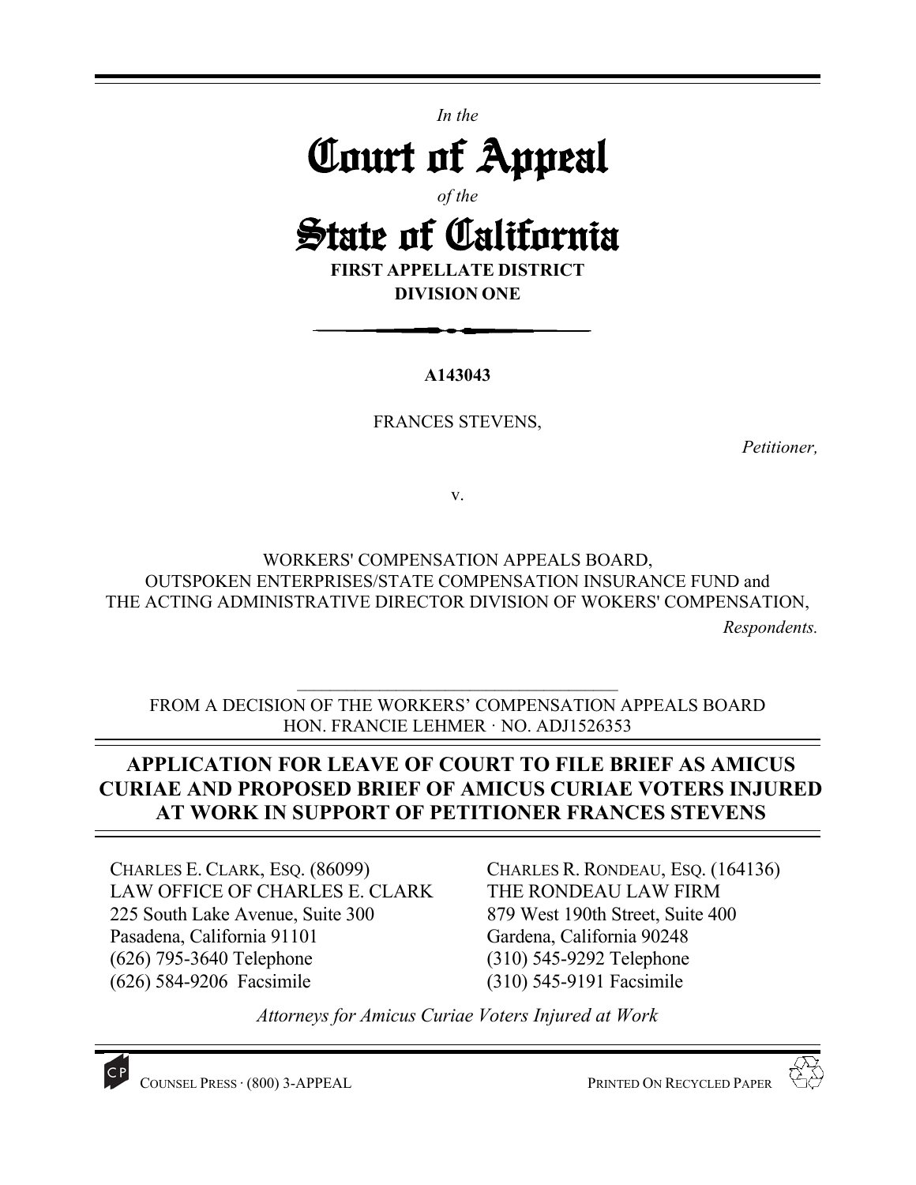*In the*

# Court of Appeal

*of the*

# State of California

**FIRST APPELLATE DISTRICT**

**DIVISION ONE**

**A143043**

FRANCES STEVENS,

*Petitioner,*

v.

WORKERS' COMPENSATION APPEALS BOARD,
OUTSPOKEN ENTERPRISES/STATE COMPENSATION INSURANCE FUND and
THE ACTING ADMINISTRATIVE DIRECTOR DIVISION OF WOKERS' COMPENSATION,

*Respondents.*

FROM A DECISION OF THE WORKERS' COMPENSATION APPEALS BOARD
HON. FRANCIE LEHMER · NO. ADJ1526353

## APPLICATION FOR LEAVE OF COURT TO FILE BRIEF AS AMICUS CURIAE AND PROPOSED BRIEF OF AMICUS CURIAE VOTERS INJURED AT WORK IN SUPPORT OF PETITIONER FRANCES STEVENS

CHARLES E. CLARK, ESQ. (86099)
LAW OFFICE OF CHARLES E. CLARK
225 South Lake Avenue, Suite 300
Pasadena, California 91101
(626) 795-3640 Telephone
(626) 584-9206 Facsimile

CHARLES R. RONDEAU, ESQ. (164136)
THE RONDEAU LAW FIRM
879 West 190th Street, Suite 400
Gardena, California 90248
(310) 545-9292 Telephone
(310) 545-9191 Facsimile

*Attorneys for Amicus Curiae Voters Injured at Work*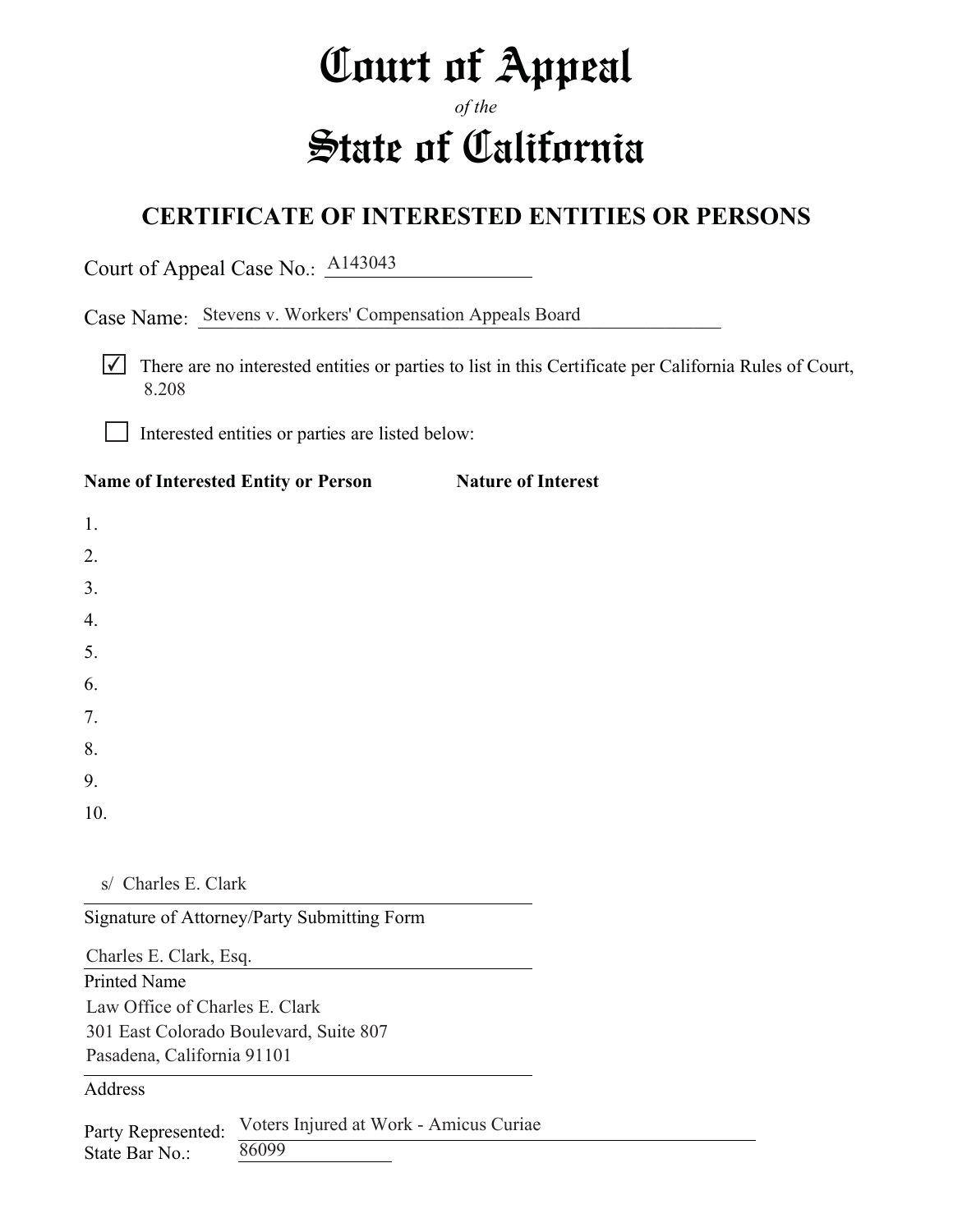# Court of Appeal

*of the*

# State of California

## CERTIFICATE OF INTERESTED ENTITIES OR PERSONS

Court of Appeal Case No.: A143043

Case Name: Stevens v. Workers' Compensation Appeals Board

☑ There are no interested entities or parties to list in this Certificate per California Rules of Court, 8.208

☐ Interested entities or parties are listed below:

| Name of Interested Entity or Person | Nature of Interest |
|---|---|
| 1. | |
| 2. | |
| 3. | |
| 4. | |
| 5. | |
| 6. | |
| 7. | |
| 8. | |
| 9. | |
| 10. | |

s/ Charles E. Clark

Signature of Attorney/Party Submitting Form

Charles E. Clark, Esq.

Printed Name

Law Office of Charles E. Clark
301 East Colorado Boulevard, Suite 807
Pasadena, California 91101

Address

Party Represented: Voters Injured at Work - Amicus Curiae

State Bar No.: 86099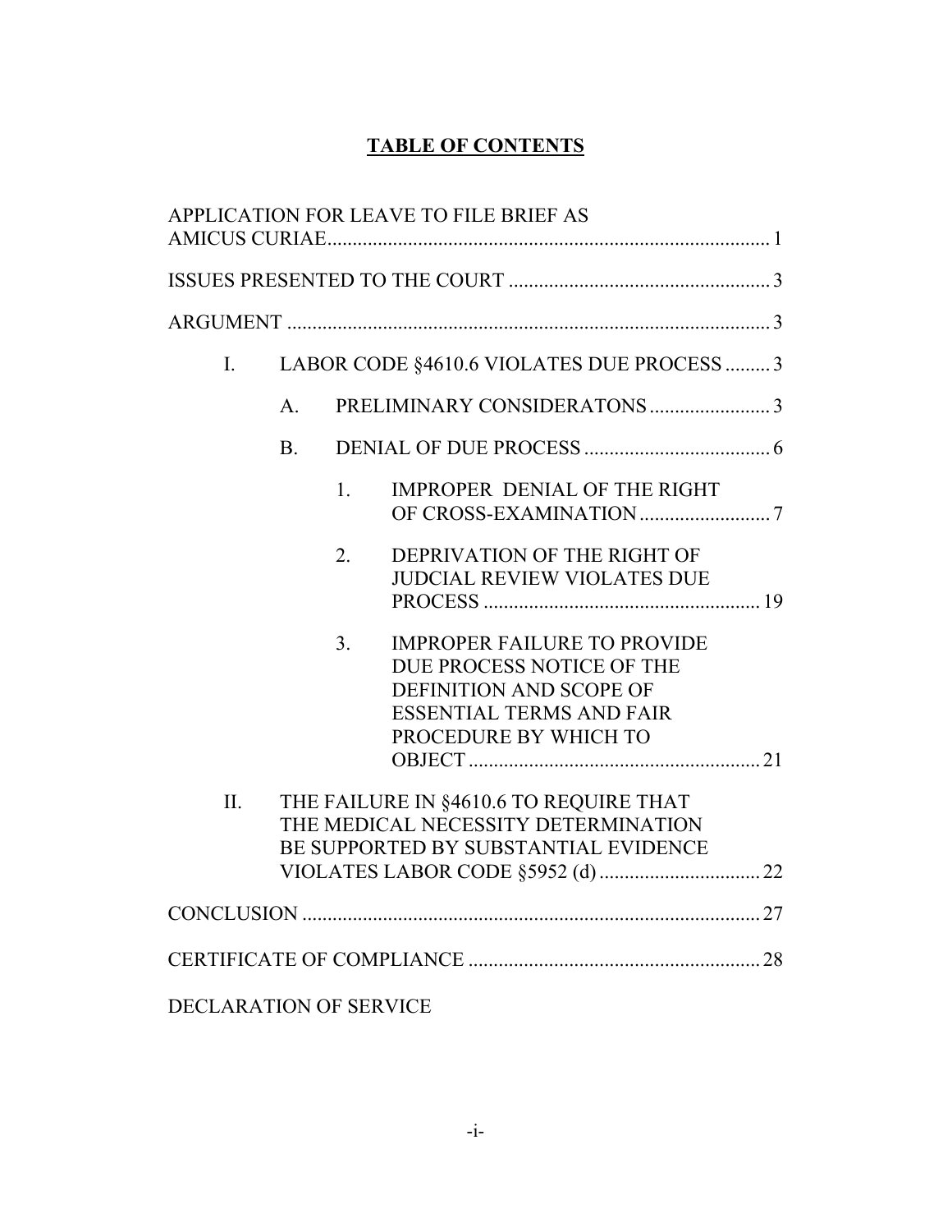# TABLE OF CONTENTS

APPLICATION FOR LEAVE TO FILE BRIEF AS AMICUS CURIAE........................................................................................ 1

ISSUES PRESENTED TO THE COURT .................................................... 3

ARGUMENT ................................................................................................ 3

- I. LABOR CODE §4610.6 VIOLATES DUE PROCESS ......... 3
  - A. PRELIMINARY CONSIDERATONS........................ 3
  - B. DENIAL OF DUE PROCESS ..................................... 6
    - 1. IMPROPER DENIAL OF THE RIGHT OF CROSS-EXAMINATION .......................... 7
    - 2. DEPRIVATION OF THE RIGHT OF JUDICIAL REVIEW VIOLATES DUE PROCESS ....................................................... 19
    - 3. IMPROPER FAILURE TO PROVIDE DUE PROCESS NOTICE OF THE DEFINITION AND SCOPE OF ESSENTIAL TERMS AND FAIR PROCEDURE BY WHICH TO OBJECT .......................................................... 21
- II. THE FAILURE IN §4610.6 TO REQUIRE THAT THE MEDICAL NECESSITY DETERMINATION BE SUPPORTED BY SUBSTANTIAL EVIDENCE VIOLATES LABOR CODE §5952 (d) ................................ 22

CONCLUSION ............................................................................................ 27

CERTIFICATE OF COMPLIANCE .......................................................... 28

DECLARATION OF SERVICE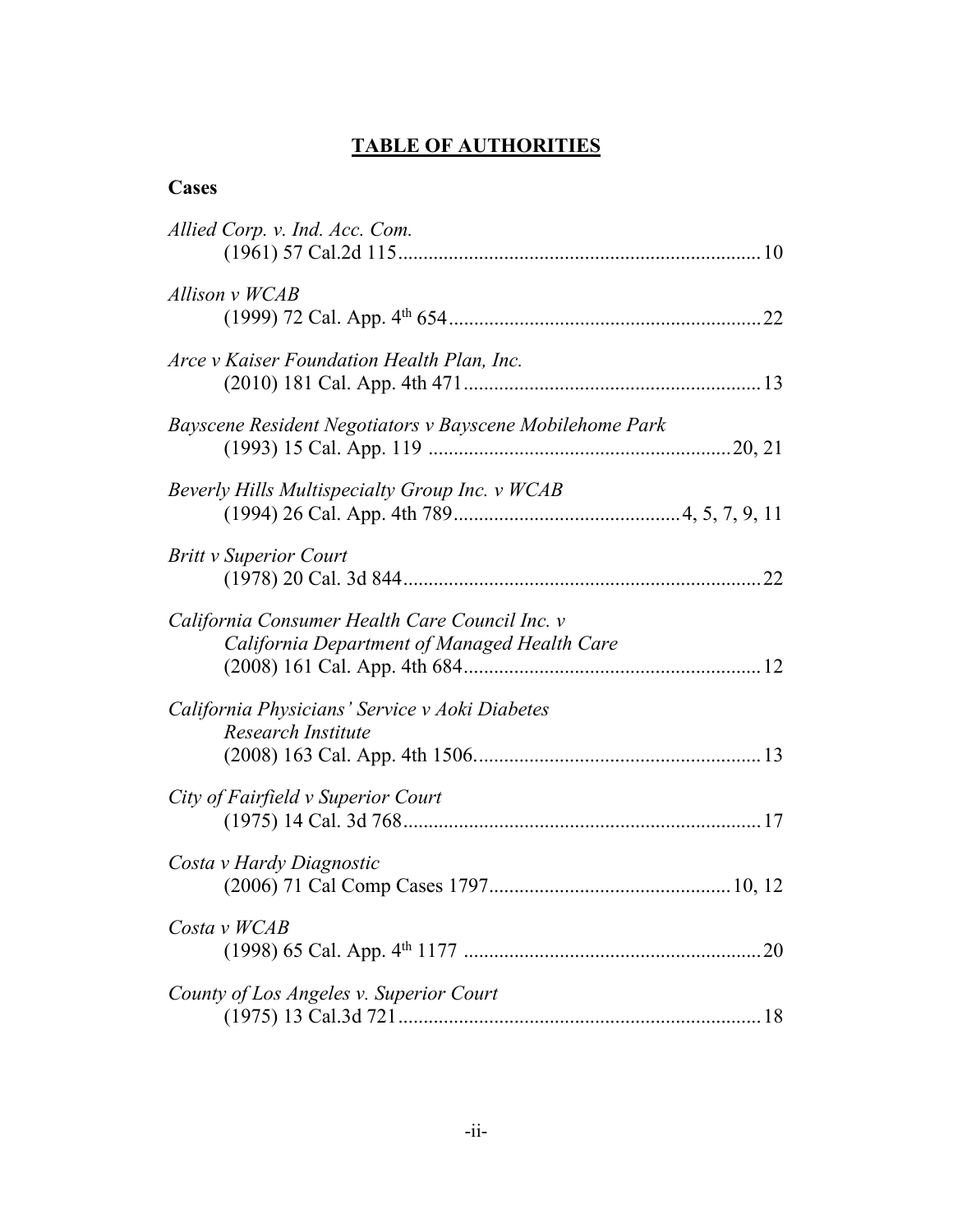# **TABLE OF AUTHORITIES**

## **Cases**

*Allied Corp. v. Ind. Acc. Com.*
(1961) 57 Cal.2d 115........................................................................10

*Allison v WCAB*
(1999) 72 Cal. App. 4th 654..............................................................22

*Arce v Kaiser Foundation Health Plan, Inc.*
(2010) 181 Cal. App. 4th 471...........................................................13

*Bayscene Resident Negotiators v Bayscene Mobilehome Park*
(1993) 15 Cal. App. 119 ...........................................................20, 21

*Beverly Hills Multispecialty Group Inc. v WCAB*
(1994) 26 Cal. App. 4th 789.............................................4, 5, 7, 9, 11

*Britt v Superior Court*
(1978) 20 Cal. 3d 844.......................................................................22

*California Consumer Health Care Council Inc. v California Department of Managed Health Care*
(2008) 161 Cal. App. 4th 684...........................................................12

*California Physicians' Service v Aoki Diabetes Research Institute*
(2008) 163 Cal. App. 4th 1506.........................................................13

*City of Fairfield v Superior Court*
(1975) 14 Cal. 3d 768.......................................................................17

*Costa v Hardy Diagnostic*
(2006) 71 Cal Comp Cases 1797................................................10, 12

*Costa v WCAB*
(1998) 65 Cal. App. 4th 1177 ...........................................................20

*County of Los Angeles v. Superior Court*
(1975) 13 Cal.3d 721........................................................................18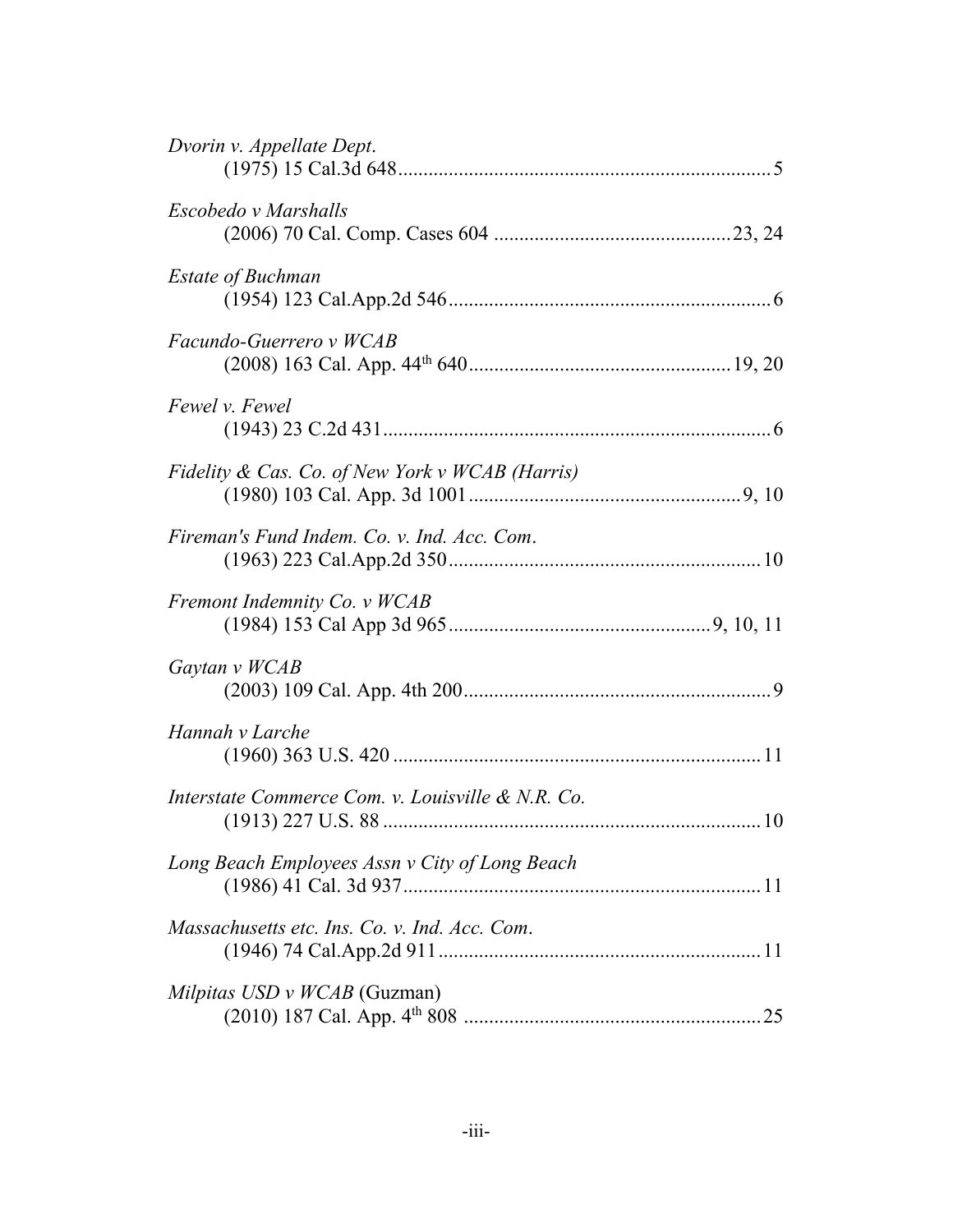*Dvorin v. Appellate Dept.*
(1975) 15 Cal.3d 648 ........................................................................ 5

*Escobedo v Marshalls*
(2006) 70 Cal. Comp. Cases 604 ............................................. 23, 24

*Estate of Buchman*
(1954) 123 Cal.App.2d 546 .............................................................. 6

*Facundo-Guerrero v WCAB*
(2008) 163 Cal. App. 44th 640 .................................................. 19, 20

*Fewel v. Fewel*
(1943) 23 C.2d 431 .......................................................................... 6

*Fidelity & Cas. Co. of New York v WCAB (Harris)*
(1980) 103 Cal. App. 3d 1001 ..................................................... 9, 10

*Fireman's Fund Indem. Co. v. Ind. Acc. Com.*
(1963) 223 Cal.App.2d 350 ............................................................ 10

*Fremont Indemnity Co. v WCAB*
(1984) 153 Cal App 3d 965 .................................................. 9, 10, 11

*Gaytan v WCAB*
(2003) 109 Cal. App. 4th 200 ........................................................... 9

*Hannah v Larche*
(1960) 363 U.S. 420 ....................................................................... 11

*Interstate Commerce Com. v. Louisville & N.R. Co.*
(1913) 227 U.S. 88 ......................................................................... 10

*Long Beach Employees Assn v City of Long Beach*
(1986) 41 Cal. 3d 937 ..................................................................... 11

*Massachusetts etc. Ins. Co. v. Ind. Acc. Com.*
(1946) 74 Cal.App.2d 911 ............................................................... 11

*Milpitas USD v WCAB* (Guzman)
(2010) 187 Cal. App. 4th 808 .......................................................... 25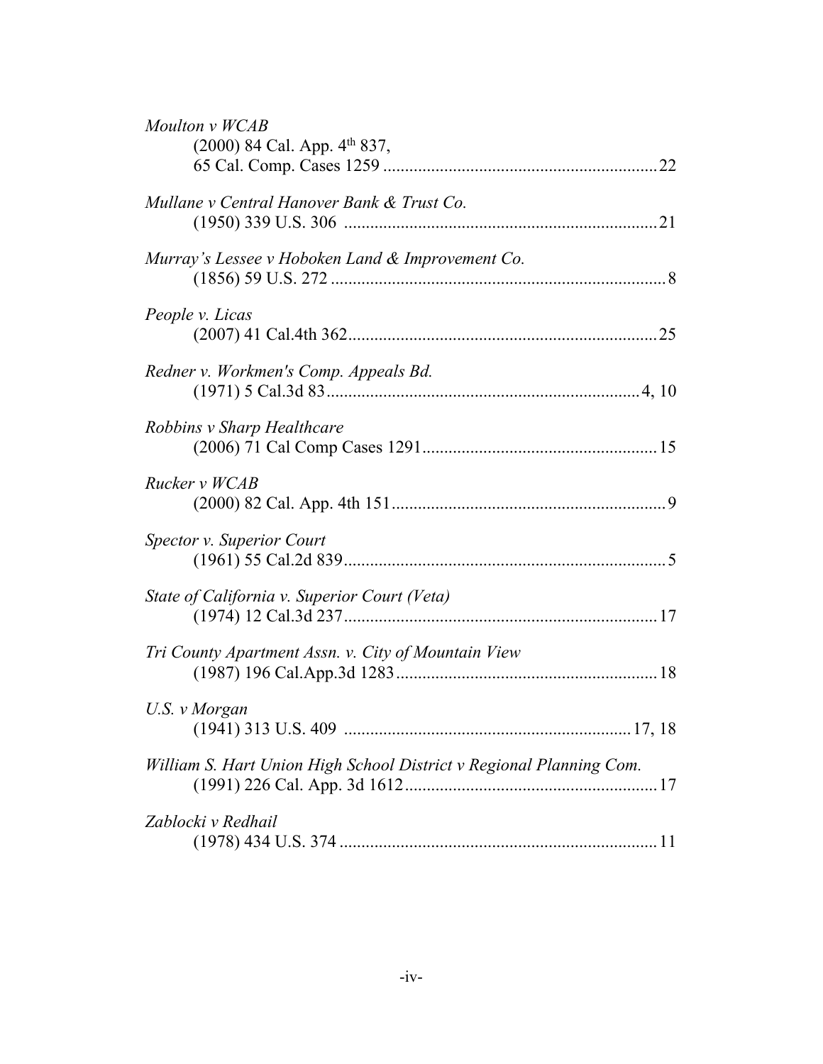*Moulton v WCAB*
(2000) 84 Cal. App. 4th 837,
65 Cal. Comp. Cases 1259 ............................................................... 22

*Mullane v Central Hanover Bank & Trust Co.*
(1950) 339 U.S. 306 ........................................................................ 21

*Murray's Lessee v Hoboken Land & Improvement Co.*
(1856) 59 U.S. 272 ............................................................................ 8

*People v. Licas*
(2007) 41 Cal.4th 362....................................................................... 25

*Redner v. Workmen's Comp. Appeals Bd.*
(1971) 5 Cal.3d 83......................................................................... 4, 10

*Robbins v Sharp Healthcare*
(2006) 71 Cal Comp Cases 1291...................................................... 15

*Rucker v WCAB*
(2000) 82 Cal. App. 4th 151............................................................... 9

*Spector v. Superior Court*
(1961) 55 Cal.2d 839.......................................................................... 5

*State of California v. Superior Court (Veta)*
(1974) 12 Cal.3d 237........................................................................ 17

*Tri County Apartment Assn. v. City of Mountain View*
(1987) 196 Cal.App.3d 1283............................................................ 18

*U.S. v Morgan*
(1941) 313 U.S. 409 .................................................................. 17, 18

*William S. Hart Union High School District v Regional Planning Com.*
(1991) 226 Cal. App. 3d 1612.......................................................... 17

*Zablocki v Redhail*
(1978) 434 U.S. 374 ......................................................................... 11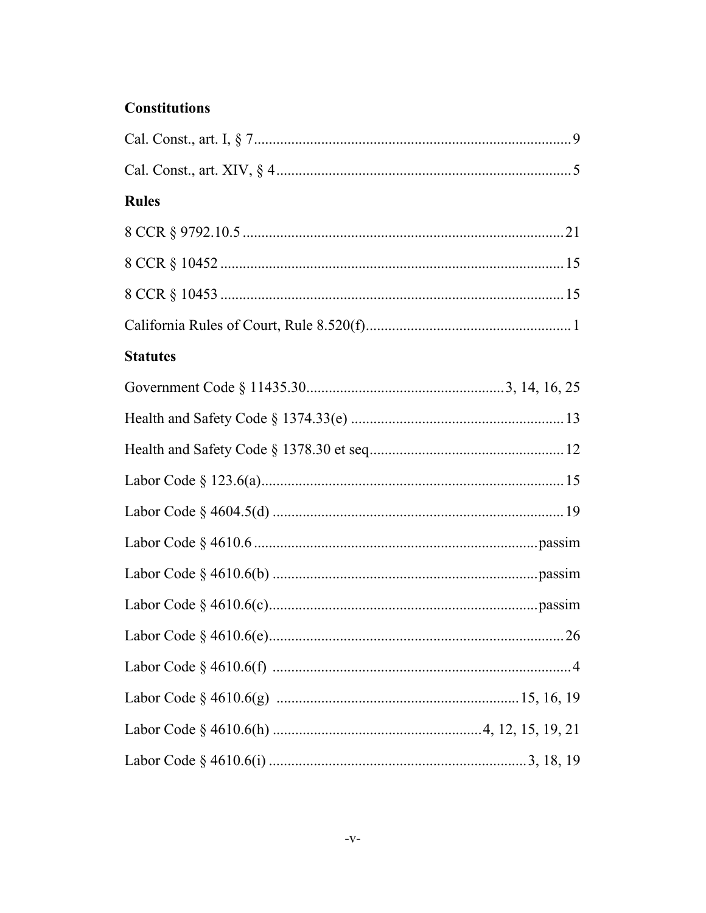**Constitutions**

Cal. Const., art. I, § 7 .......... 9

Cal. Const., art. XIV, § 4 .......... 5

**Rules**

8 CCR § 9792.10.5 .......... 21

8 CCR § 10452 .......... 15

8 CCR § 10453 .......... 15

California Rules of Court, Rule 8.520(f) .......... 1

**Statutes**

Government Code § 11435.30 .......... 3, 14, 16, 25

Health and Safety Code § 1374.33(e) .......... 13

Health and Safety Code § 1378.30 et seq. .......... 12

Labor Code § 123.6(a) .......... 15

Labor Code § 4604.5(d) .......... 19

Labor Code § 4610.6 .......... passim

Labor Code § 4610.6(b) .......... passim

Labor Code § 4610.6(c) .......... passim

Labor Code § 4610.6(e) .......... 26

Labor Code § 4610.6(f) .......... 4

Labor Code § 4610.6(g) .......... 15, 16, 19

Labor Code § 4610.6(h) .......... 4, 12, 15, 19, 21

Labor Code § 4610.6(i) .......... 3, 18, 19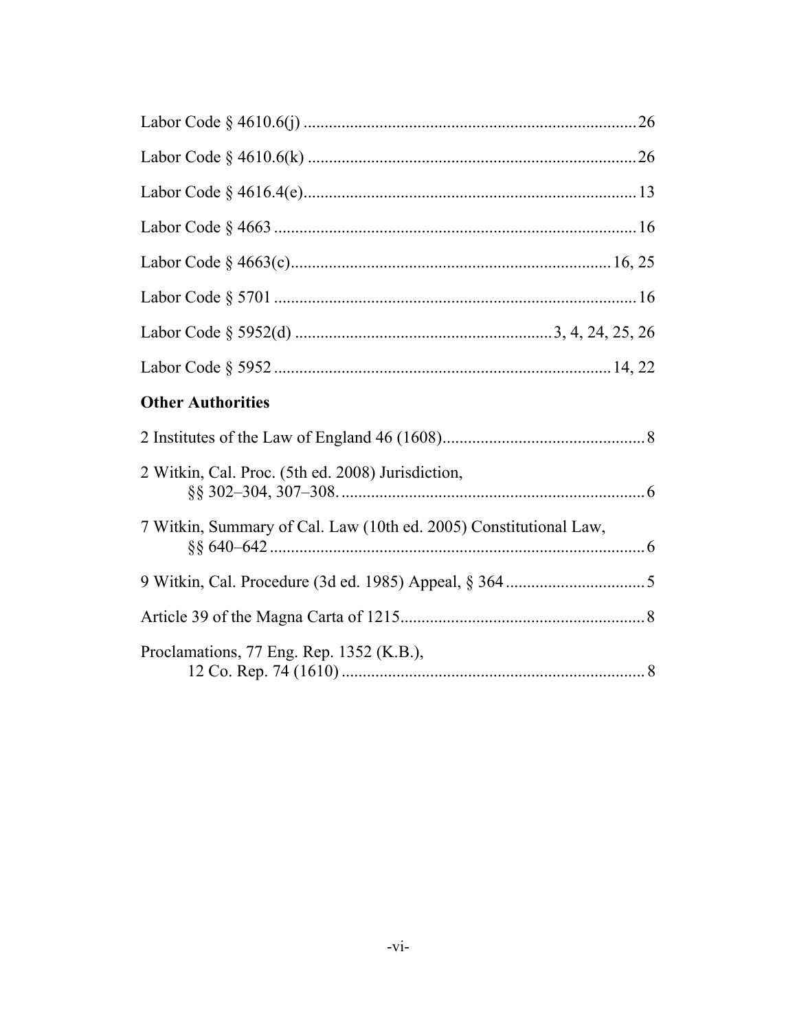Labor Code § 4610.6(j) .............................................................................. 26

Labor Code § 4610.6(k) .............................................................................. 26

Labor Code § 4616.4(e)................................................................................ 13

Labor Code § 4663 ...................................................................................... 16

Labor Code § 4663(c).............................................................................16, 25

Labor Code § 5701 ...................................................................................... 16

Labor Code § 5952(d) ..............................................................3, 4, 24, 25, 26

Labor Code § 5952 ................................................................................14, 22

**Other Authorities**

2 Institutes of the Law of England 46 (1608)................................................. 8

2 Witkin, Cal. Proc. (5th ed. 2008) Jurisdiction,
§§ 302–304, 307–308. ........................................................................ 6

7 Witkin, Summary of Cal. Law (10th ed. 2005) Constitutional Law,
§§ 640–642 ......................................................................................... 6

9 Witkin, Cal. Procedure (3d ed. 1985) Appeal, § 364 ................................. 5

Article 39 of the Magna Carta of 1215.......................................................... 8

Proclamations, 77 Eng. Rep. 1352 (K.B.),
12 Co. Rep. 74 (1610) ........................................................................ 8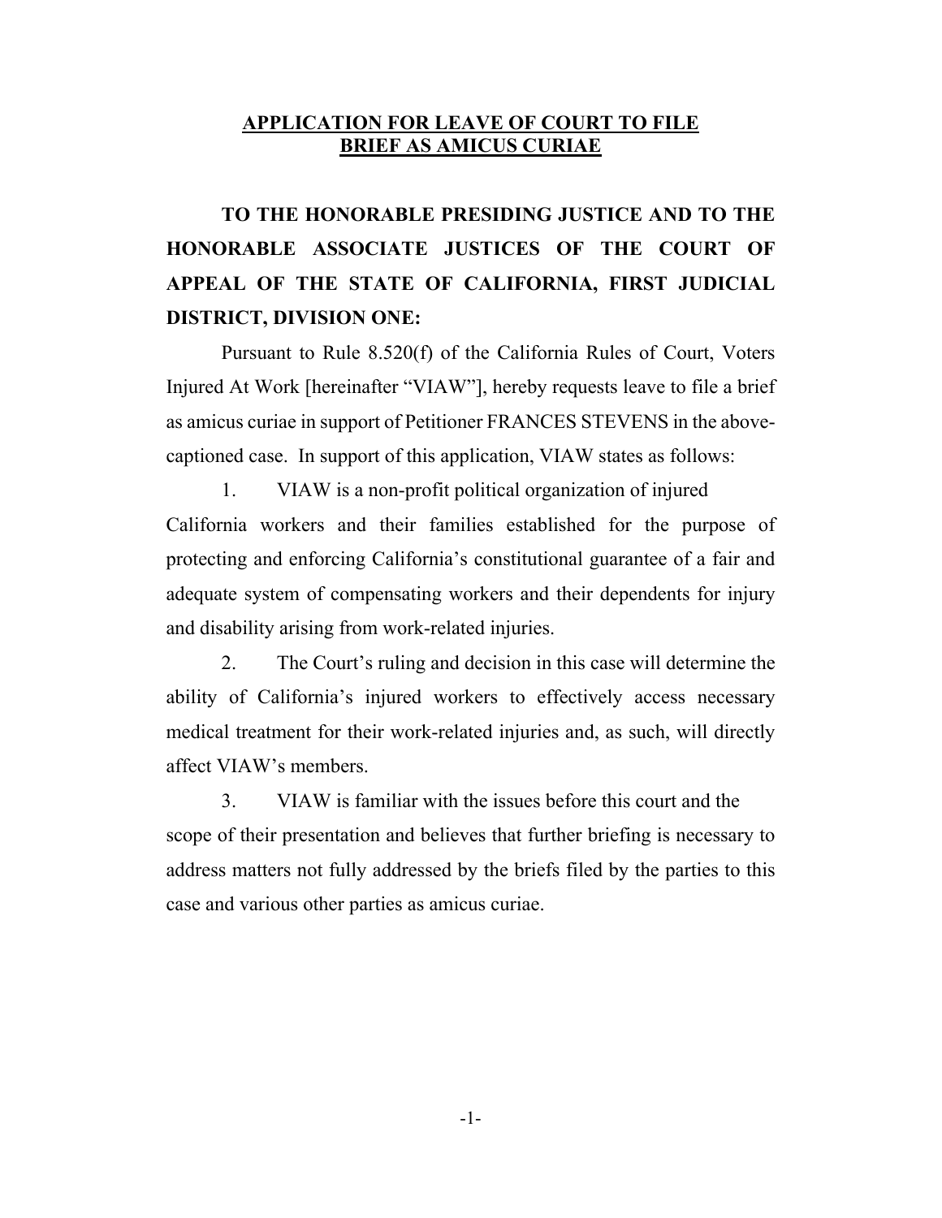## APPLICATION FOR LEAVE OF COURT TO FILE BRIEF AS AMICUS CURIAE

**TO THE HONORABLE PRESIDING JUSTICE AND TO THE HONORABLE ASSOCIATE JUSTICES OF THE COURT OF APPEAL OF THE STATE OF CALIFORNIA, FIRST JUDICIAL DISTRICT, DIVISION ONE:**

Pursuant to Rule 8.520(f) of the California Rules of Court, Voters Injured At Work [hereinafter "VIAW"], hereby requests leave to file a brief as amicus curiae in support of Petitioner FRANCES STEVENS in the above-captioned case. In support of this application, VIAW states as follows:

1. VIAW is a non-profit political organization of injured California workers and their families established for the purpose of protecting and enforcing California's constitutional guarantee of a fair and adequate system of compensating workers and their dependents for injury and disability arising from work-related injuries.

2. The Court's ruling and decision in this case will determine the ability of California's injured workers to effectively access necessary medical treatment for their work-related injuries and, as such, will directly affect VIAW's members.

3. VIAW is familiar with the issues before this court and the scope of their presentation and believes that further briefing is necessary to address matters not fully addressed by the briefs filed by the parties to this case and various other parties as amicus curiae.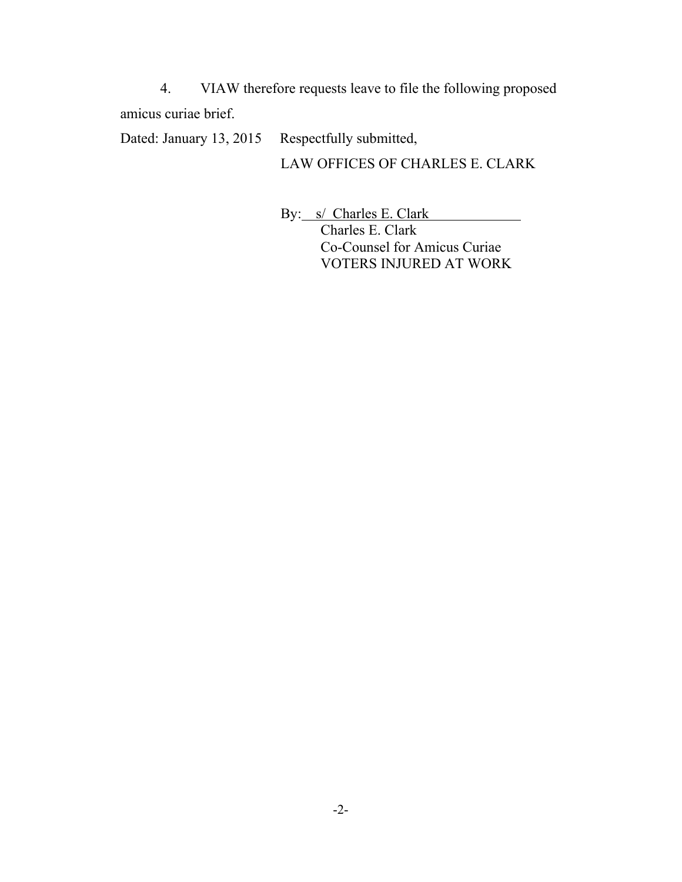4. VIAW therefore requests leave to file the following proposed amicus curiae brief.

Dated: January 13, 2015     Respectfully submitted,

LAW OFFICES OF CHARLES E. CLARK

By: s/ Charles E. Clark
Charles E. Clark
Co-Counsel for Amicus Curiae
VOTERS INJURED AT WORK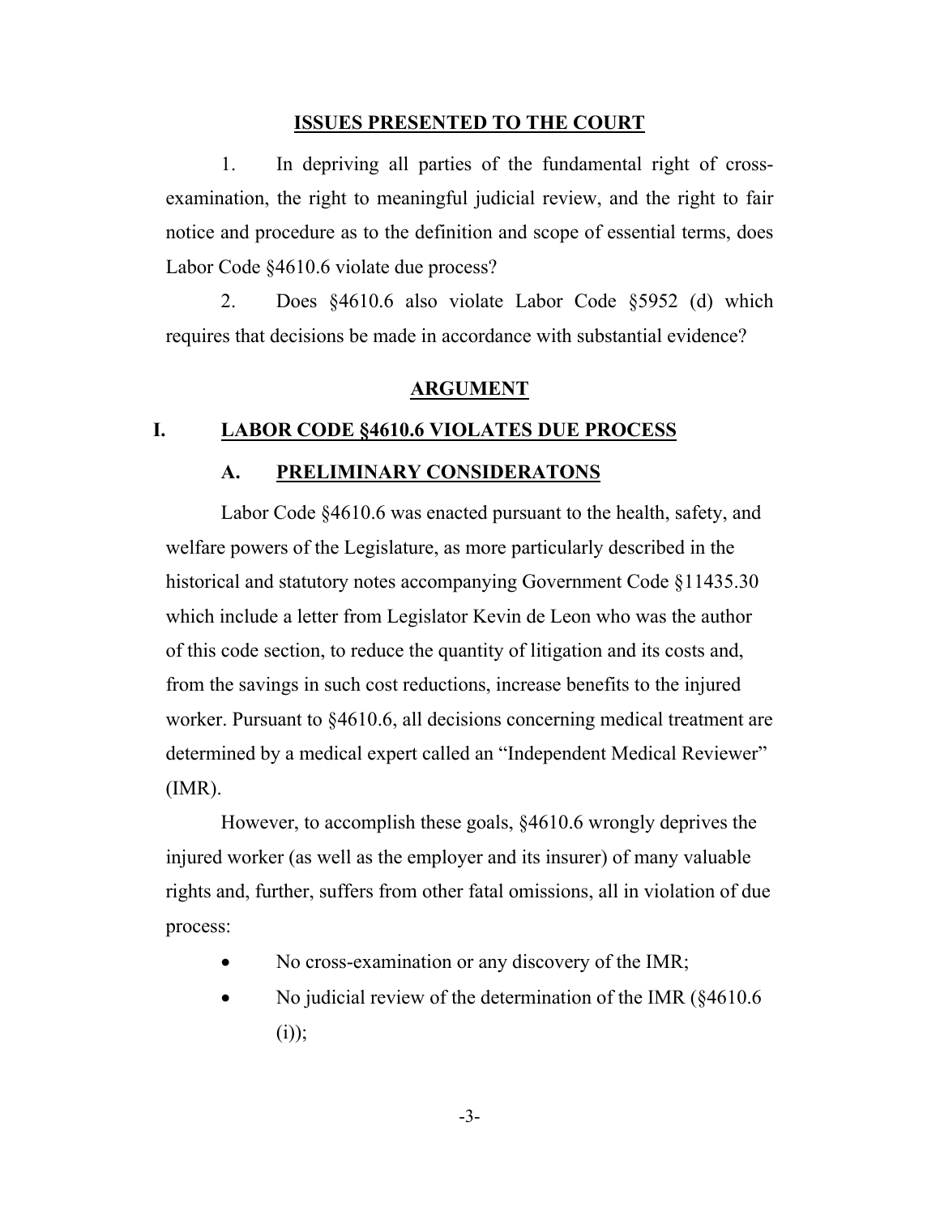## ISSUES PRESENTED TO THE COURT

1. In depriving all parties of the fundamental right of cross-examination, the right to meaningful judicial review, and the right to fair notice and procedure as to the definition and scope of essential terms, does Labor Code §4610.6 violate due process?

2. Does §4610.6 also violate Labor Code §5952 (d) which requires that decisions be made in accordance with substantial evidence?

## ARGUMENT

### I. LABOR CODE §4610.6 VIOLATES DUE PROCESS

#### A. PRELIMINARY CONSIDERATONS

Labor Code §4610.6 was enacted pursuant to the health, safety, and welfare powers of the Legislature, as more particularly described in the historical and statutory notes accompanying Government Code §11435.30 which include a letter from Legislator Kevin de Leon who was the author of this code section, to reduce the quantity of litigation and its costs and, from the savings in such cost reductions, increase benefits to the injured worker. Pursuant to §4610.6, all decisions concerning medical treatment are determined by a medical expert called an "Independent Medical Reviewer" (IMR).

However, to accomplish these goals, §4610.6 wrongly deprives the injured worker (as well as the employer and its insurer) of many valuable rights and, further, suffers from other fatal omissions, all in violation of due process:

- No cross-examination or any discovery of the IMR;
- No judicial review of the determination of the IMR (§4610.6 (i));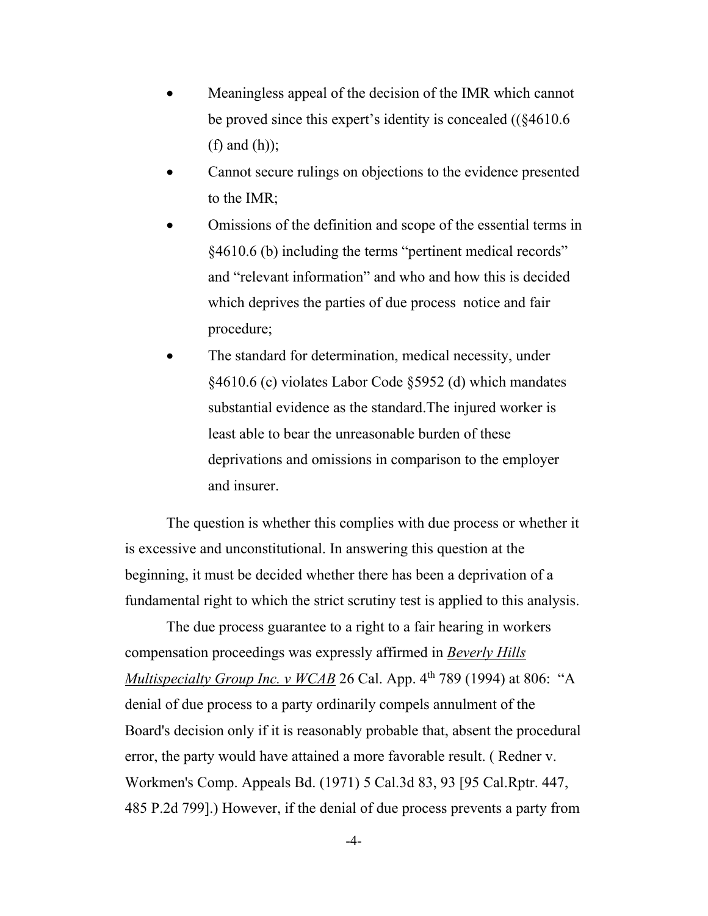- Meaningless appeal of the decision of the IMR which cannot be proved since this expert's identity is concealed ((§4610.6 (f) and (h));
- Cannot secure rulings on objections to the evidence presented to the IMR;
- Omissions of the definition and scope of the essential terms in §4610.6 (b) including the terms "pertinent medical records" and "relevant information" and who and how this is decided which deprives the parties of due process notice and fair procedure;
- The standard for determination, medical necessity, under §4610.6 (c) violates Labor Code §5952 (d) which mandates substantial evidence as the standard.The injured worker is least able to bear the unreasonable burden of these deprivations and omissions in comparison to the employer and insurer.

The question is whether this complies with due process or whether it is excessive and unconstitutional. In answering this question at the beginning, it must be decided whether there has been a deprivation of a fundamental right to which the strict scrutiny test is applied to this analysis.

The due process guarantee to a right to a fair hearing in workers compensation proceedings was expressly affirmed in *Beverly Hills Multispecialty Group Inc. v WCAB* 26 Cal. App. 4th 789 (1994) at 806: "A denial of due process to a party ordinarily compels annulment of the Board's decision only if it is reasonably probable that, absent the procedural error, the party would have attained a more favorable result. ( Redner v. Workmen's Comp. Appeals Bd. (1971) 5 Cal.3d 83, 93 [95 Cal.Rptr. 447, 485 P.2d 799].) However, if the denial of due process prevents a party from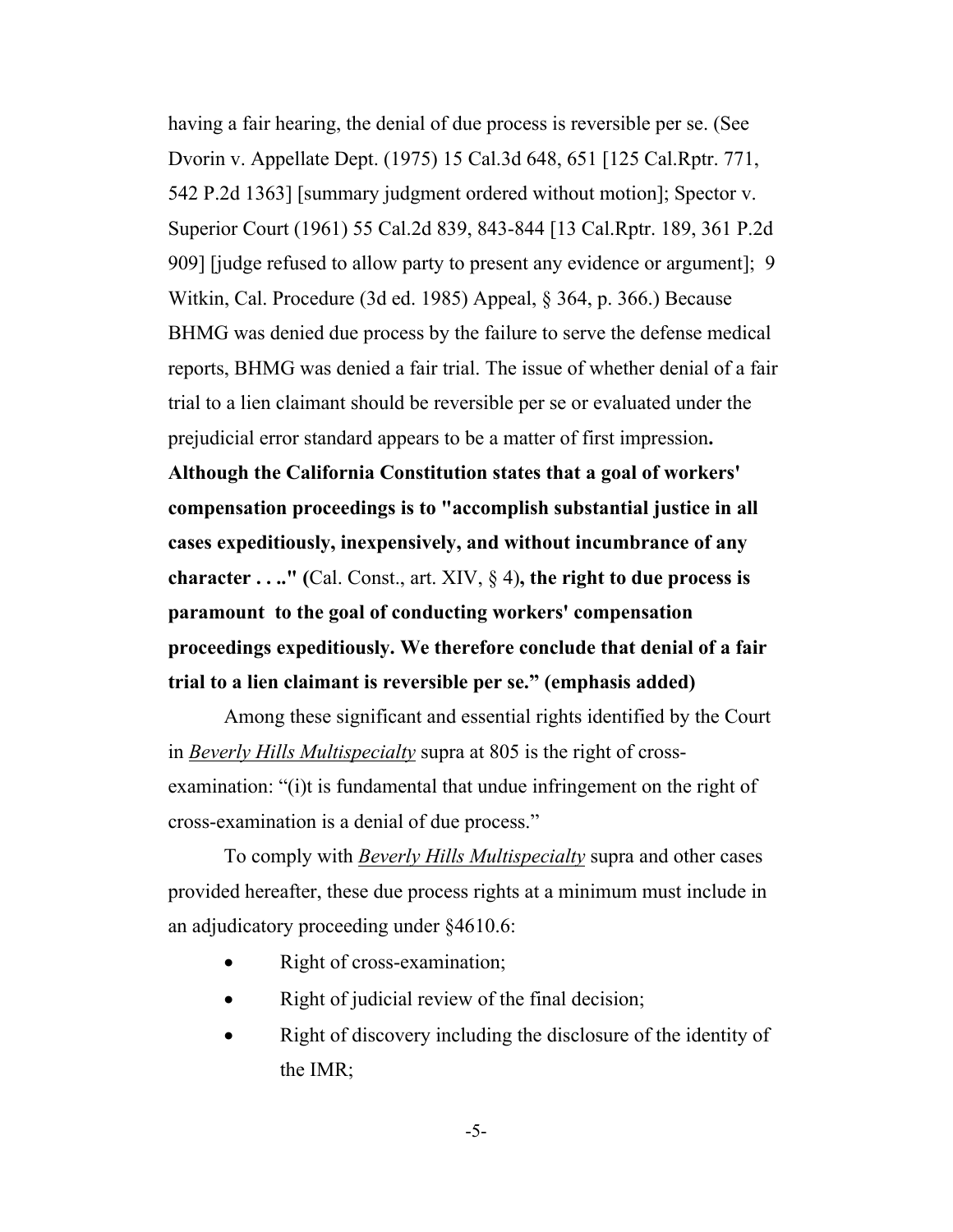having a fair hearing, the denial of due process is reversible per se. (See Dvorin v. Appellate Dept. (1975) 15 Cal.3d 648, 651 [125 Cal.Rptr. 771, 542 P.2d 1363] [summary judgment ordered without motion]; Spector v. Superior Court (1961) 55 Cal.2d 839, 843-844 [13 Cal.Rptr. 189, 361 P.2d 909] [judge refused to allow party to present any evidence or argument]; 9 Witkin, Cal. Procedure (3d ed. 1985) Appeal, § 364, p. 366.) Because BHMG was denied due process by the failure to serve the defense medical reports, BHMG was denied a fair trial. The issue of whether denial of a fair trial to a lien claimant should be reversible per se or evaluated under the prejudicial error standard appears to be a matter of first impression**. Although the California Constitution states that a goal of workers' compensation proceedings is to "accomplish substantial justice in all cases expeditiously, inexpensively, and without incumbrance of any character . . .." (**Cal. Const., art. XIV, § 4**), the right to due process is paramount to the goal of conducting workers' compensation proceedings expeditiously. We therefore conclude that denial of a fair trial to a lien claimant is reversible per se." (emphasis added)**

Among these significant and essential rights identified by the Court in ***Beverly Hills Multispecialty*** supra at 805 is the right of cross-examination: "(i)t is fundamental that undue infringement on the right of cross-examination is a denial of due process."

To comply with ***Beverly Hills Multispecialty*** supra and other cases provided hereafter, these due process rights at a minimum must include in an adjudicatory proceeding under §4610.6:

- Right of cross-examination;
- Right of judicial review of the final decision;
- Right of discovery including the disclosure of the identity of the IMR;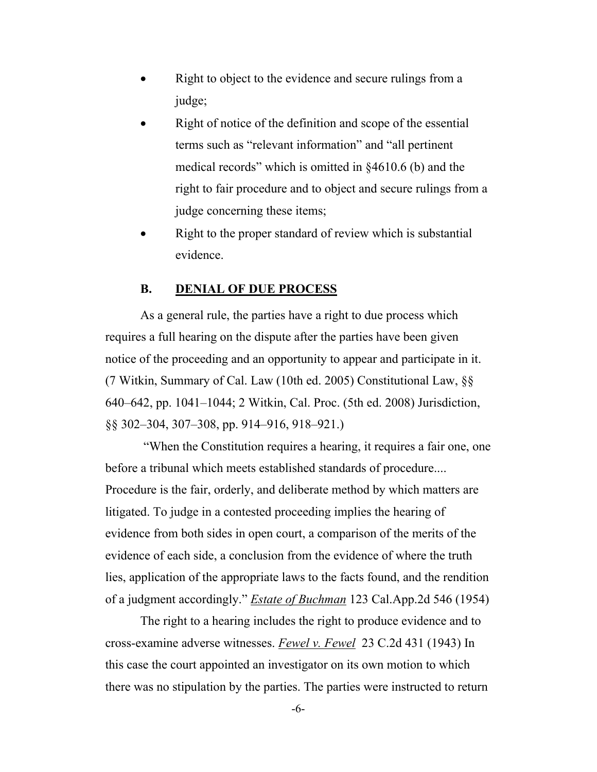- Right to object to the evidence and secure rulings from a judge;
- Right of notice of the definition and scope of the essential terms such as "relevant information" and "all pertinent medical records" which is omitted in §4610.6 (b) and the right to fair procedure and to object and secure rulings from a judge concerning these items;
- Right to the proper standard of review which is substantial evidence.

### B. DENIAL OF DUE PROCESS

As a general rule, the parties have a right to due process which requires a full hearing on the dispute after the parties have been given notice of the proceeding and an opportunity to appear and participate in it. (7 Witkin, Summary of Cal. Law (10th ed. 2005) Constitutional Law, §§ 640–642, pp. 1041–1044; 2 Witkin, Cal. Proc. (5th ed. 2008) Jurisdiction, §§ 302–304, 307–308, pp. 914–916, 918–921.)

"When the Constitution requires a hearing, it requires a fair one, one before a tribunal which meets established standards of procedure.... Procedure is the fair, orderly, and deliberate method by which matters are litigated. To judge in a contested proceeding implies the hearing of evidence from both sides in open court, a comparison of the merits of the evidence of each side, a conclusion from the evidence of where the truth lies, application of the appropriate laws to the facts found, and the rendition of a judgment accordingly." *Estate of Buchman* 123 Cal.App.2d 546 (1954)

The right to a hearing includes the right to produce evidence and to cross-examine adverse witnesses. *Fewel v. Fewel* 23 C.2d 431 (1943) In this case the court appointed an investigator on its own motion to which there was no stipulation by the parties. The parties were instructed to return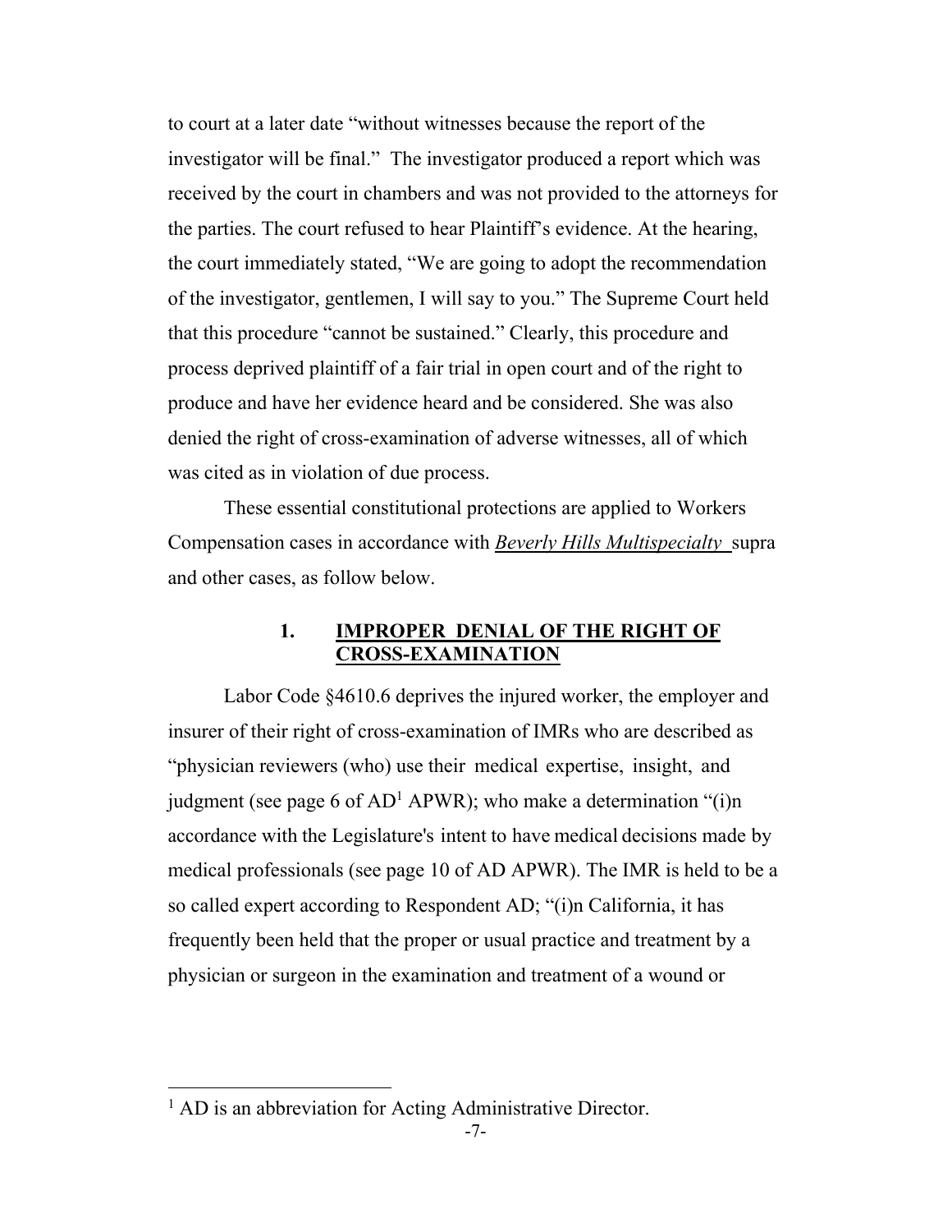to court at a later date “without witnesses because the report of the investigator will be final.” The investigator produced a report which was received by the court in chambers and was not provided to the attorneys for the parties. The court refused to hear Plaintiff’s evidence. At the hearing, the court immediately stated, “We are going to adopt the recommendation of the investigator, gentlemen, I will say to you.” The Supreme Court held that this procedure “cannot be sustained.” Clearly, this procedure and process deprived plaintiff of a fair trial in open court and of the right to produce and have her evidence heard and be considered. She was also denied the right of cross-examination of adverse witnesses, all of which was cited as in violation of due process.

These essential constitutional protections are applied to Workers Compensation cases in accordance with ***Beverly Hills Multispecialty*** supra and other cases, as follow below.

### 1. IMPROPER DENIAL OF THE RIGHT OF CROSS-EXAMINATION

Labor Code §4610.6 deprives the injured worker, the employer and insurer of their right of cross-examination of IMRs who are described as “physician reviewers (who) use their medical expertise, insight, and judgment (see page 6 of AD[1] APWR); who make a determination “(i)n accordance with the Legislature's intent to have medical decisions made by medical professionals (see page 10 of AD APWR). The IMR is held to be a so called expert according to Respondent AD; “(i)n California, it has frequently been held that the proper or usual practice and treatment by a physician or surgeon in the examination and treatment of a wound or

---

[1] AD is an abbreviation for Acting Administrative Director.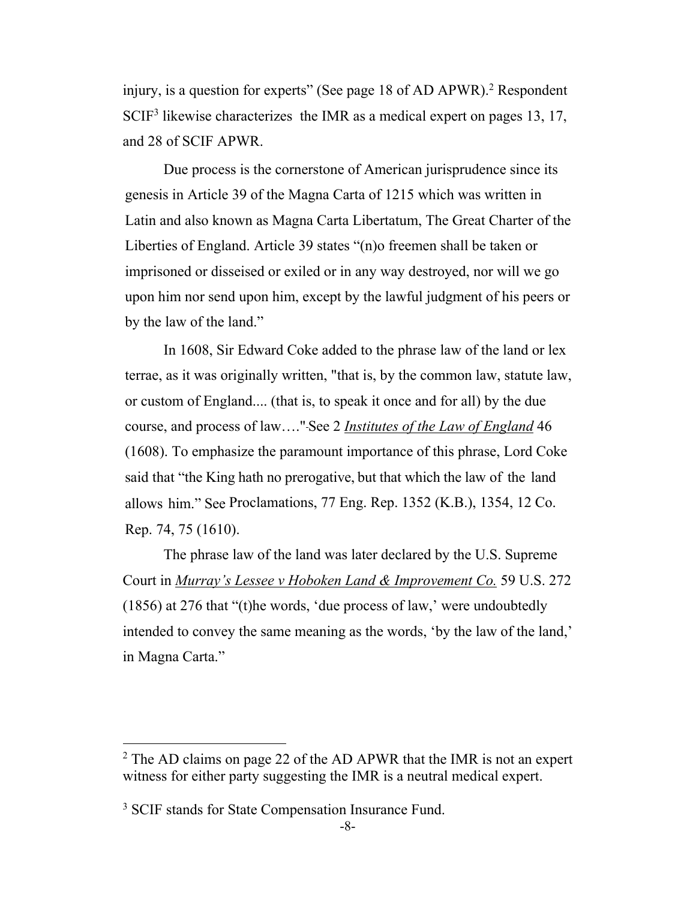injury, is a question for experts" (See page 18 of AD APWR).[2] Respondent SCIF[3] likewise characterizes the IMR as a medical expert on pages 13, 17, and 28 of SCIF APWR.

Due process is the cornerstone of American jurisprudence since its genesis in Article 39 of the Magna Carta of 1215 which was written in Latin and also known as Magna Carta Libertatum, The Great Charter of the Liberties of England. Article 39 states "(n)o freemen shall be taken or imprisoned or disseised or exiled or in any way destroyed, nor will we go upon him nor send upon him, except by the lawful judgment of his peers or by the law of the land."

In 1608, Sir Edward Coke added to the phrase law of the land or lex terrae, as it was originally written, "that is, by the common law, statute law, or custom of England.... (that is, to speak it once and for all) by the due course, and process of law…." See 2 *Institutes of the Law of England* 46 (1608). To emphasize the paramount importance of this phrase, Lord Coke said that "the King hath no prerogative, but that which the law of the land allows him." See Proclamations, 77 Eng. Rep. 1352 (K.B.), 1354, 12 Co. Rep. 74, 75 (1610).

The phrase law of the land was later declared by the U.S. Supreme Court in *Murray's Lessee v Hoboken Land & Improvement Co.* 59 U.S. 272 (1856) at 276 that "(t)he words, 'due process of law,' were undoubtedly intended to convey the same meaning as the words, 'by the law of the land,' in Magna Carta."

---

[2] The AD claims on page 22 of the AD APWR that the IMR is not an expert witness for either party suggesting the IMR is a neutral medical expert.

[3] SCIF stands for State Compensation Insurance Fund.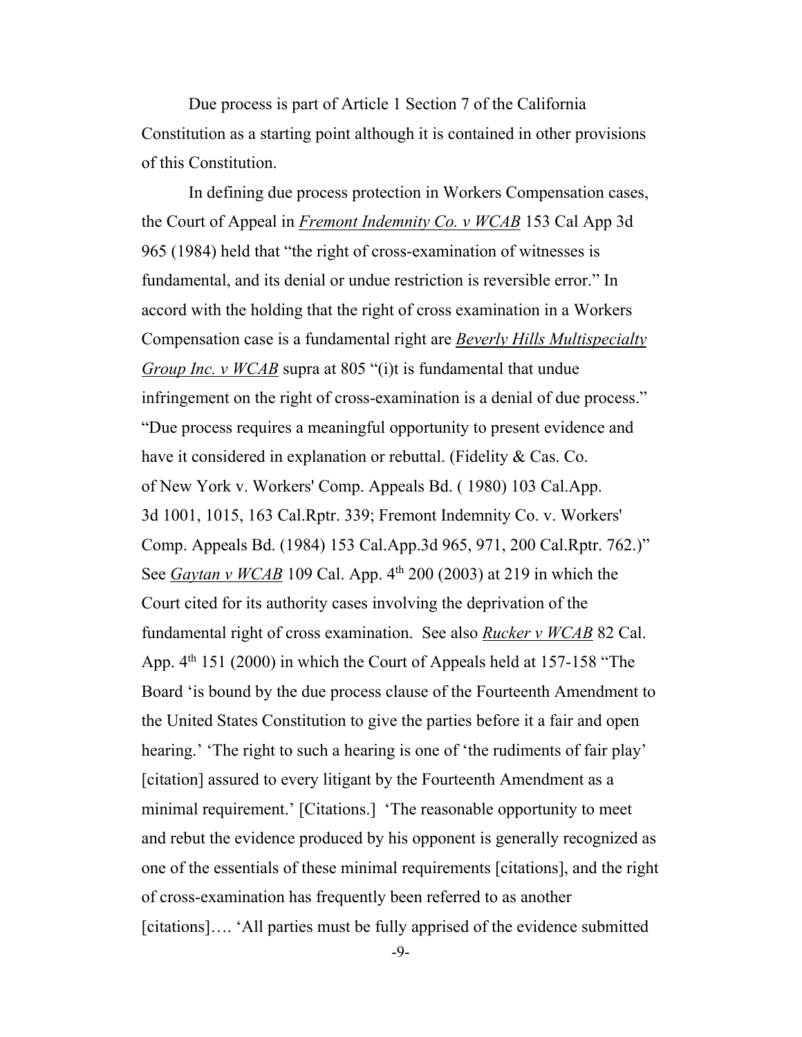Due process is part of Article 1 Section 7 of the California Constitution as a starting point although it is contained in other provisions of this Constitution.

In defining due process protection in Workers Compensation cases, the Court of Appeal in *Fremont Indemnity Co. v WCAB* 153 Cal App 3d 965 (1984) held that "the right of cross-examination of witnesses is fundamental, and its denial or undue restriction is reversible error." In accord with the holding that the right of cross examination in a Workers Compensation case is a fundamental right are *Beverly Hills Multispecialty Group Inc. v WCAB* supra at 805 "(i)t is fundamental that undue infringement on the right of cross-examination is a denial of due process." "Due process requires a meaningful opportunity to present evidence and have it considered in explanation or rebuttal. (Fidelity & Cas. Co. of New York v. Workers' Comp. Appeals Bd. ( 1980) 103 Cal.App. 3d 1001, 1015, 163 Cal.Rptr. 339; Fremont Indemnity Co. v. Workers' Comp. Appeals Bd. (1984) 153 Cal.App.3d 965, 971, 200 Cal.Rptr. 762.)" See *Gaytan v WCAB* 109 Cal. App. 4th 200 (2003) at 219 in which the Court cited for its authority cases involving the deprivation of the fundamental right of cross examination. See also *Rucker v WCAB* 82 Cal. App. 4th 151 (2000) in which the Court of Appeals held at 157-158 "The Board 'is bound by the due process clause of the Fourteenth Amendment to the United States Constitution to give the parties before it a fair and open hearing.' 'The right to such a hearing is one of 'the rudiments of fair play' [citation] assured to every litigant by the Fourteenth Amendment as a minimal requirement.' [Citations.] 'The reasonable opportunity to meet and rebut the evidence produced by his opponent is generally recognized as one of the essentials of these minimal requirements [citations], and the right of cross-examination has frequently been referred to as another [citations]…. 'All parties must be fully apprised of the evidence submitted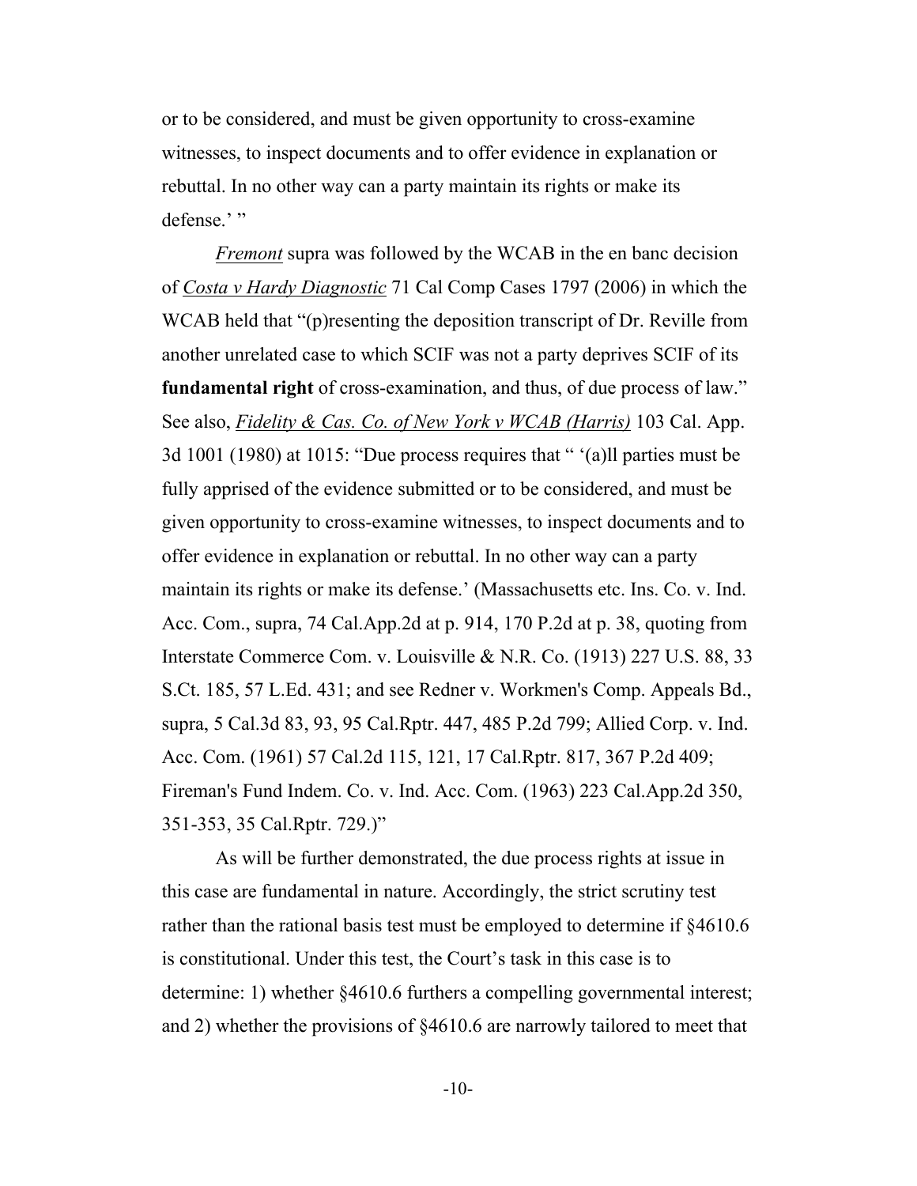or to be considered, and must be given opportunity to cross-examine witnesses, to inspect documents and to offer evidence in explanation or rebuttal. In no other way can a party maintain its rights or make its defense.' "

*Fremont* supra was followed by the WCAB in the en banc decision of *Costa v Hardy Diagnostic* 71 Cal Comp Cases 1797 (2006) in which the WCAB held that "(p)resenting the deposition transcript of Dr. Reville from another unrelated case to which SCIF was not a party deprives SCIF of its **fundamental right** of cross-examination, and thus, of due process of law." See also, *Fidelity & Cas. Co. of New York v WCAB (Harris)* 103 Cal. App. 3d 1001 (1980) at 1015: "Due process requires that " '(a)ll parties must be fully apprised of the evidence submitted or to be considered, and must be given opportunity to cross-examine witnesses, to inspect documents and to offer evidence in explanation or rebuttal. In no other way can a party maintain its rights or make its defense.' (Massachusetts etc. Ins. Co. v. Ind. Acc. Com., supra, 74 Cal.App.2d at p. 914, 170 P.2d at p. 38, quoting from Interstate Commerce Com. v. Louisville & N.R. Co. (1913) 227 U.S. 88, 33 S.Ct. 185, 57 L.Ed. 431; and see Redner v. Workmen's Comp. Appeals Bd., supra, 5 Cal.3d 83, 93, 95 Cal.Rptr. 447, 485 P.2d 799; Allied Corp. v. Ind. Acc. Com. (1961) 57 Cal.2d 115, 121, 17 Cal.Rptr. 817, 367 P.2d 409; Fireman's Fund Indem. Co. v. Ind. Acc. Com. (1963) 223 Cal.App.2d 350, 351-353, 35 Cal.Rptr. 729.)"

As will be further demonstrated, the due process rights at issue in this case are fundamental in nature. Accordingly, the strict scrutiny test rather than the rational basis test must be employed to determine if §4610.6 is constitutional. Under this test, the Court's task in this case is to determine: 1) whether §4610.6 furthers a compelling governmental interest; and 2) whether the provisions of §4610.6 are narrowly tailored to meet that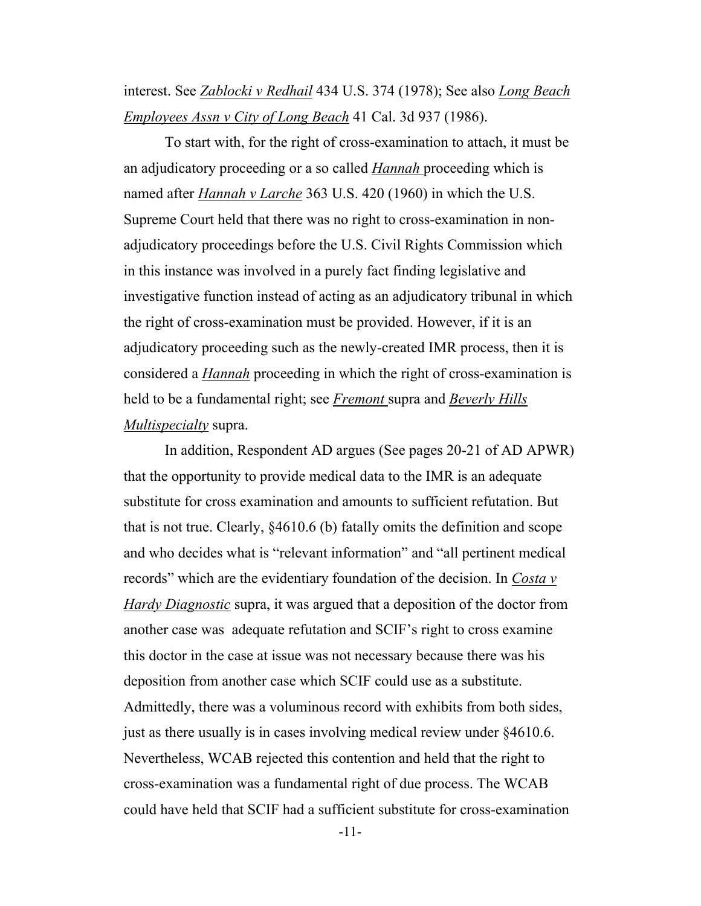interest. See *Zablocki v Redhail* 434 U.S. 374 (1978); See also *Long Beach Employees Assn v City of Long Beach* 41 Cal. 3d 937 (1986).

To start with, for the right of cross-examination to attach, it must be an adjudicatory proceeding or a so called *Hannah* proceeding which is named after *Hannah v Larche* 363 U.S. 420 (1960) in which the U.S. Supreme Court held that there was no right to cross-examination in non-adjudicatory proceedings before the U.S. Civil Rights Commission which in this instance was involved in a purely fact finding legislative and investigative function instead of acting as an adjudicatory tribunal in which the right of cross-examination must be provided. However, if it is an adjudicatory proceeding such as the newly-created IMR process, then it is considered a *Hannah* proceeding in which the right of cross-examination is held to be a fundamental right; see *Fremont* supra and *Beverly Hills Multispecialty* supra.

In addition, Respondent AD argues (See pages 20-21 of AD APWR) that the opportunity to provide medical data to the IMR is an adequate substitute for cross examination and amounts to sufficient refutation. But that is not true. Clearly, §4610.6 (b) fatally omits the definition and scope and who decides what is "relevant information" and "all pertinent medical records" which are the evidentiary foundation of the decision. In *Costa v Hardy Diagnostic* supra, it was argued that a deposition of the doctor from another case was adequate refutation and SCIF's right to cross examine this doctor in the case at issue was not necessary because there was his deposition from another case which SCIF could use as a substitute. Admittedly, there was a voluminous record with exhibits from both sides, just as there usually is in cases involving medical review under §4610.6. Nevertheless, WCAB rejected this contention and held that the right to cross-examination was a fundamental right of due process. The WCAB could have held that SCIF had a sufficient substitute for cross-examination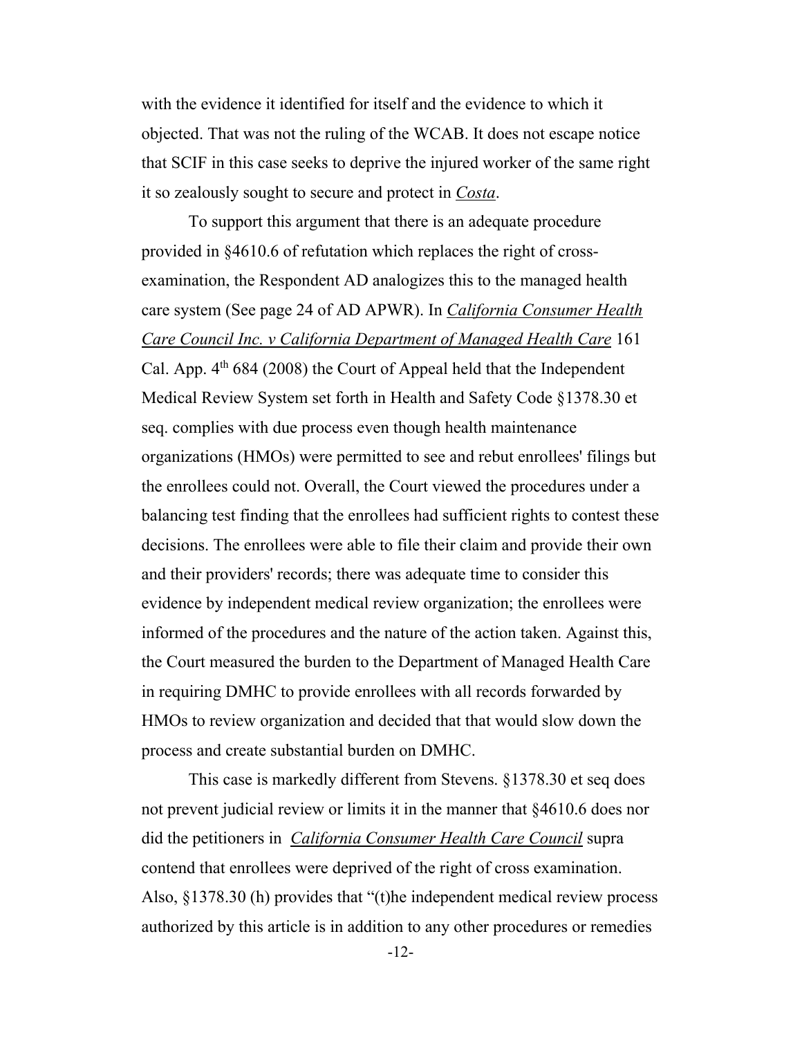with the evidence it identified for itself and the evidence to which it objected. That was not the ruling of the WCAB. It does not escape notice that SCIF in this case seeks to deprive the injured worker of the same right it so zealously sought to secure and protect in *Costa*.

To support this argument that there is an adequate procedure provided in §4610.6 of refutation which replaces the right of cross-examination, the Respondent AD analogizes this to the managed health care system (See page 24 of AD APWR). In *California Consumer Health Care Council Inc. v California Department of Managed Health Care* 161 Cal. App. 4th 684 (2008) the Court of Appeal held that the Independent Medical Review System set forth in Health and Safety Code §1378.30 et seq. complies with due process even though health maintenance organizations (HMOs) were permitted to see and rebut enrollees' filings but the enrollees could not. Overall, the Court viewed the procedures under a balancing test finding that the enrollees had sufficient rights to contest these decisions. The enrollees were able to file their claim and provide their own and their providers' records; there was adequate time to consider this evidence by independent medical review organization; the enrollees were informed of the procedures and the nature of the action taken. Against this, the Court measured the burden to the Department of Managed Health Care in requiring DMHC to provide enrollees with all records forwarded by HMOs to review organization and decided that that would slow down the process and create substantial burden on DMHC.

This case is markedly different from Stevens. §1378.30 et seq does not prevent judicial review or limits it in the manner that §4610.6 does nor did the petitioners in *California Consumer Health Care Council* supra contend that enrollees were deprived of the right of cross examination. Also, §1378.30 (h) provides that "(t)he independent medical review process authorized by this article is in addition to any other procedures or remedies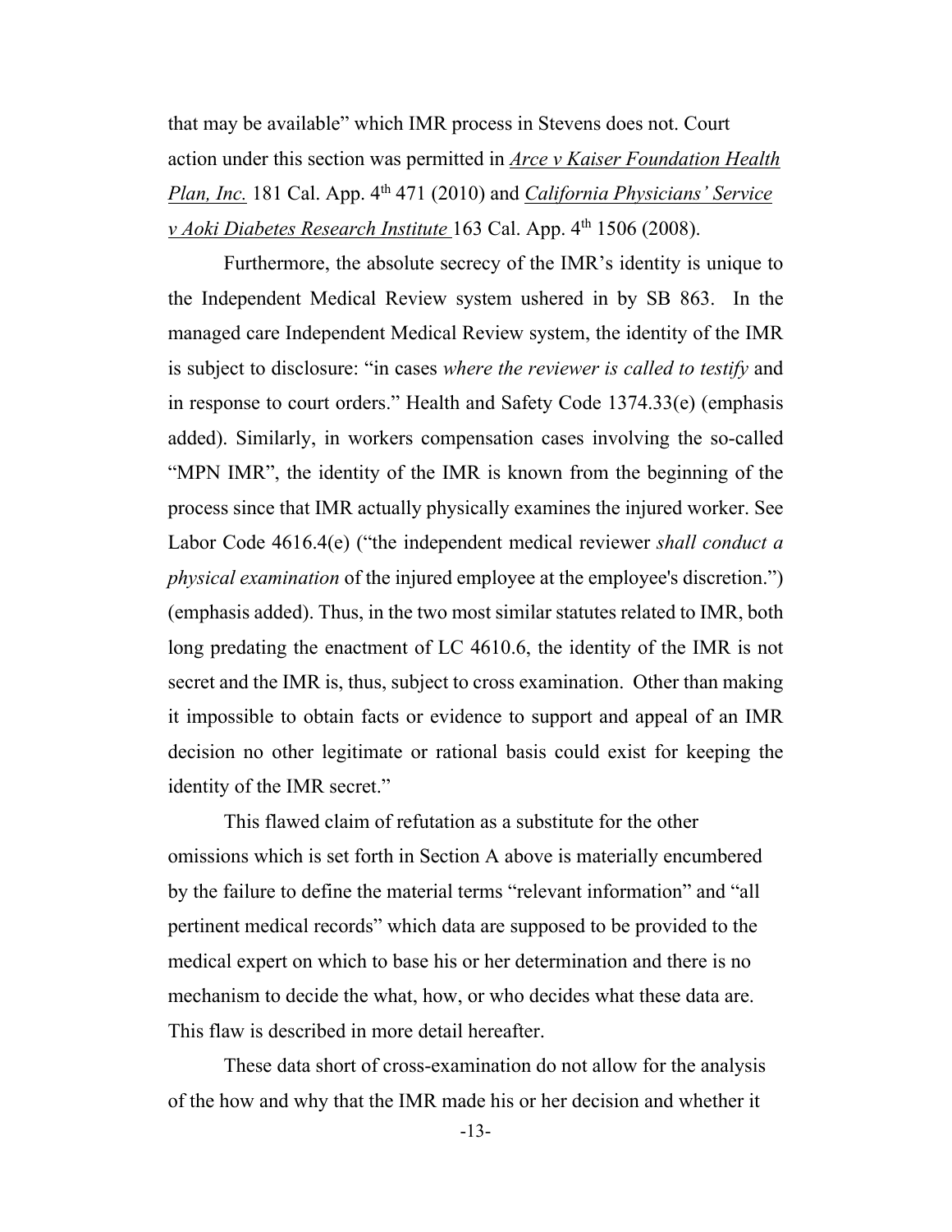that may be available" which IMR process in Stevens does not. Court action under this section was permitted in _Arce v Kaiser Foundation Health Plan, Inc._ 181 Cal. App. 4th 471 (2010) and _California Physicians' Service v Aoki Diabetes Research Institute_ 163 Cal. App. 4th 1506 (2008).

Furthermore, the absolute secrecy of the IMR's identity is unique to the Independent Medical Review system ushered in by SB 863. In the managed care Independent Medical Review system, the identity of the IMR is subject to disclosure: "in cases *where the reviewer is called to testify* and in response to court orders." Health and Safety Code 1374.33(e) (emphasis added). Similarly, in workers compensation cases involving the so-called "MPN IMR", the identity of the IMR is known from the beginning of the process since that IMR actually physically examines the injured worker. See Labor Code 4616.4(e) ("the independent medical reviewer *shall conduct a physical examination* of the injured employee at the employee's discretion.") (emphasis added). Thus, in the two most similar statutes related to IMR, both long predating the enactment of LC 4610.6, the identity of the IMR is not secret and the IMR is, thus, subject to cross examination. Other than making it impossible to obtain facts or evidence to support and appeal of an IMR decision no other legitimate or rational basis could exist for keeping the identity of the IMR secret."

This flawed claim of refutation as a substitute for the other omissions which is set forth in Section A above is materially encumbered by the failure to define the material terms "relevant information" and "all pertinent medical records" which data are supposed to be provided to the medical expert on which to base his or her determination and there is no mechanism to decide the what, how, or who decides what these data are. This flaw is described in more detail hereafter.

These data short of cross-examination do not allow for the analysis of the how and why that the IMR made his or her decision and whether it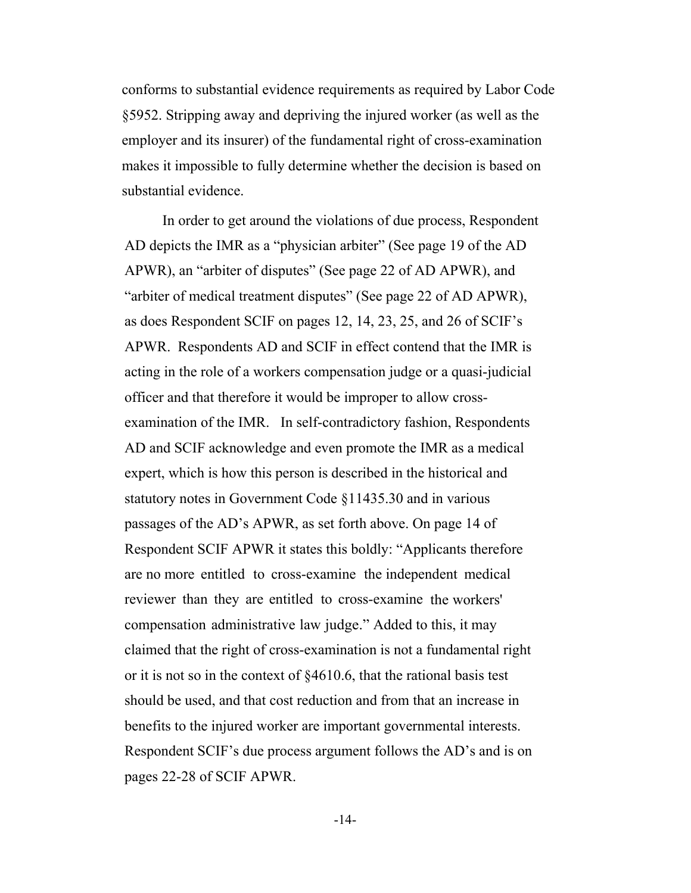conforms to substantial evidence requirements as required by Labor Code §5952. Stripping away and depriving the injured worker (as well as the employer and its insurer) of the fundamental right of cross-examination makes it impossible to fully determine whether the decision is based on substantial evidence.

In order to get around the violations of due process, Respondent AD depicts the IMR as a "physician arbiter" (See page 19 of the AD APWR), an "arbiter of disputes" (See page 22 of AD APWR), and "arbiter of medical treatment disputes" (See page 22 of AD APWR), as does Respondent SCIF on pages 12, 14, 23, 25, and 26 of SCIF's APWR. Respondents AD and SCIF in effect contend that the IMR is acting in the role of a workers compensation judge or a quasi-judicial officer and that therefore it would be improper to allow cross-examination of the IMR. In self-contradictory fashion, Respondents AD and SCIF acknowledge and even promote the IMR as a medical expert, which is how this person is described in the historical and statutory notes in Government Code §11435.30 and in various passages of the AD's APWR, as set forth above. On page 14 of Respondent SCIF APWR it states this boldly: "Applicants therefore are no more entitled to cross-examine the independent medical reviewer than they are entitled to cross-examine the workers' compensation administrative law judge." Added to this, it may claimed that the right of cross-examination is not a fundamental right or it is not so in the context of §4610.6, that the rational basis test should be used, and that cost reduction and from that an increase in benefits to the injured worker are important governmental interests. Respondent SCIF's due process argument follows the AD's and is on pages 22-28 of SCIF APWR.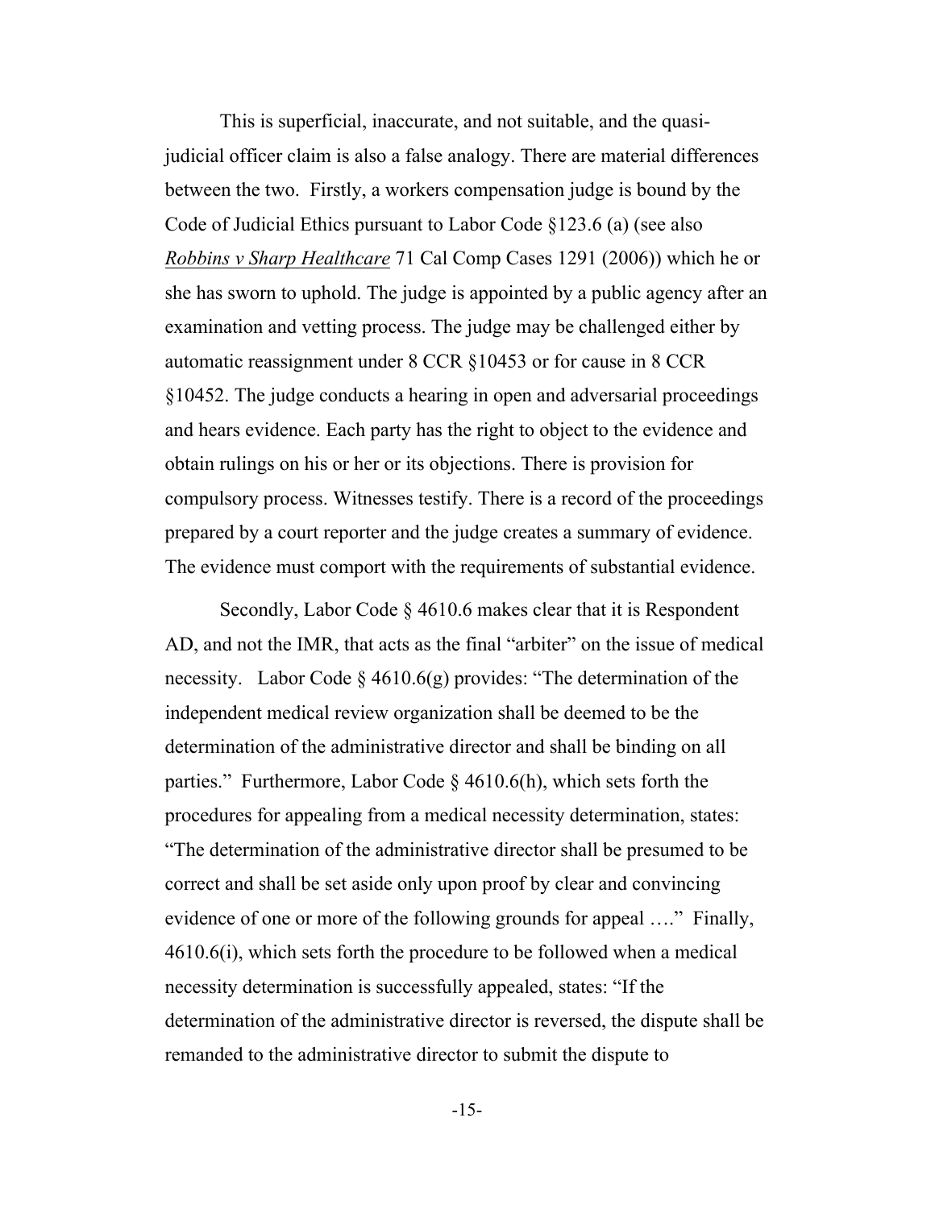This is superficial, inaccurate, and not suitable, and the quasi-judicial officer claim is also a false analogy. There are material differences between the two. Firstly, a workers compensation judge is bound by the Code of Judicial Ethics pursuant to Labor Code §123.6 (a) (see also _Robbins v Sharp Healthcare_ 71 Cal Comp Cases 1291 (2006)) which he or she has sworn to uphold. The judge is appointed by a public agency after an examination and vetting process. The judge may be challenged either by automatic reassignment under 8 CCR §10453 or for cause in 8 CCR §10452. The judge conducts a hearing in open and adversarial proceedings and hears evidence. Each party has the right to object to the evidence and obtain rulings on his or her or its objections. There is provision for compulsory process. Witnesses testify. There is a record of the proceedings prepared by a court reporter and the judge creates a summary of evidence. The evidence must comport with the requirements of substantial evidence.

Secondly, Labor Code § 4610.6 makes clear that it is Respondent AD, and not the IMR, that acts as the final "arbiter" on the issue of medical necessity. Labor Code § 4610.6(g) provides: "The determination of the independent medical review organization shall be deemed to be the determination of the administrative director and shall be binding on all parties." Furthermore, Labor Code § 4610.6(h), which sets forth the procedures for appealing from a medical necessity determination, states: "The determination of the administrative director shall be presumed to be correct and shall be set aside only upon proof by clear and convincing evidence of one or more of the following grounds for appeal …." Finally, 4610.6(i), which sets forth the procedure to be followed when a medical necessity determination is successfully appealed, states: "If the determination of the administrative director is reversed, the dispute shall be remanded to the administrative director to submit the dispute to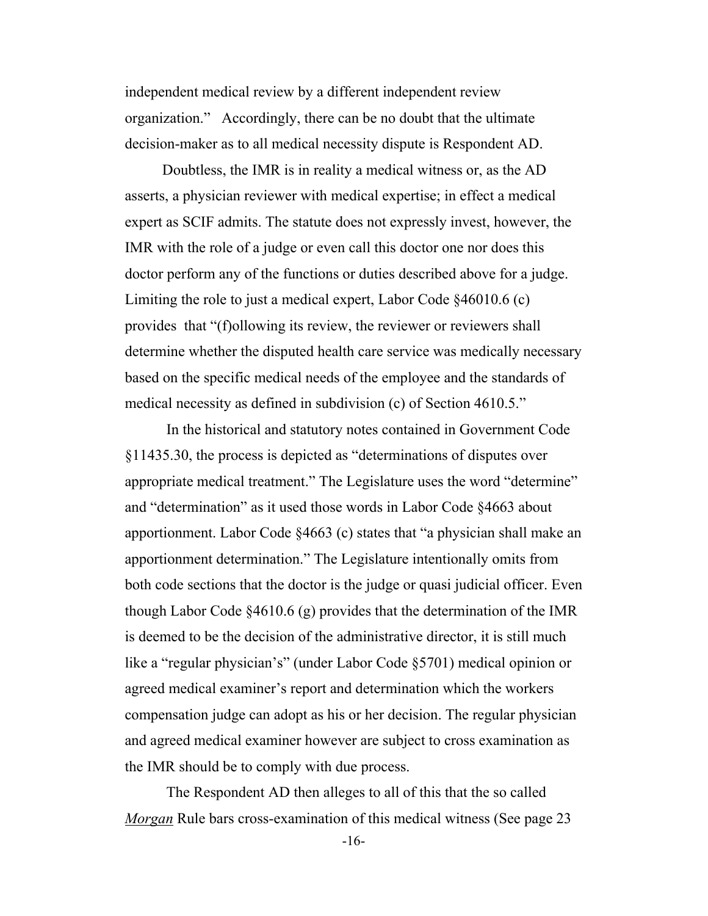independent medical review by a different independent review organization." Accordingly, there can be no doubt that the ultimate decision-maker as to all medical necessity dispute is Respondent AD.

Doubtless, the IMR is in reality a medical witness or, as the AD asserts, a physician reviewer with medical expertise; in effect a medical expert as SCIF admits. The statute does not expressly invest, however, the IMR with the role of a judge or even call this doctor one nor does this doctor perform any of the functions or duties described above for a judge. Limiting the role to just a medical expert, Labor Code §46010.6 (c) provides that "(f)ollowing its review, the reviewer or reviewers shall determine whether the disputed health care service was medically necessary based on the specific medical needs of the employee and the standards of medical necessity as defined in subdivision (c) of Section 4610.5."

In the historical and statutory notes contained in Government Code §11435.30, the process is depicted as "determinations of disputes over appropriate medical treatment." The Legislature uses the word "determine" and "determination" as it used those words in Labor Code §4663 about apportionment. Labor Code §4663 (c) states that "a physician shall make an apportionment determination." The Legislature intentionally omits from both code sections that the doctor is the judge or quasi judicial officer. Even though Labor Code §4610.6 (g) provides that the determination of the IMR is deemed to be the decision of the administrative director, it is still much like a "regular physician's" (under Labor Code §5701) medical opinion or agreed medical examiner's report and determination which the workers compensation judge can adopt as his or her decision. The regular physician and agreed medical examiner however are subject to cross examination as the IMR should be to comply with due process.

The Respondent AD then alleges to all of this that the so called *Morgan* Rule bars cross-examination of this medical witness (See page 23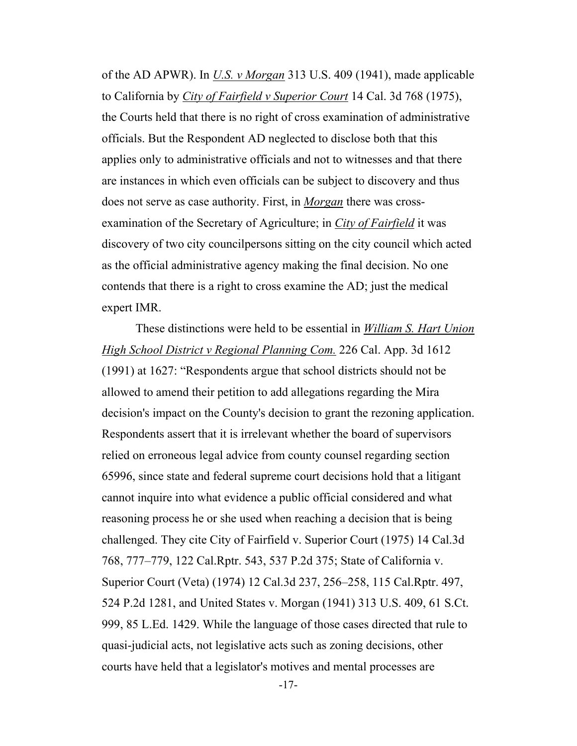of the AD APWR). In _U.S. v Morgan_ 313 U.S. 409 (1941), made applicable to California by _City of Fairfield v Superior Court_ 14 Cal. 3d 768 (1975), the Courts held that there is no right of cross examination of administrative officials. But the Respondent AD neglected to disclose both that this applies only to administrative officials and not to witnesses and that there are instances in which even officials can be subject to discovery and thus does not serve as case authority. First, in _Morgan_ there was cross-examination of the Secretary of Agriculture; in _City of Fairfield_ it was discovery of two city councilpersons sitting on the city council which acted as the official administrative agency making the final decision. No one contends that there is a right to cross examine the AD; just the medical expert IMR.

These distinctions were held to be essential in _William S. Hart Union High School District v Regional Planning Com._ 226 Cal. App. 3d 1612 (1991) at 1627: "Respondents argue that school districts should not be allowed to amend their petition to add allegations regarding the Mira decision's impact on the County's decision to grant the rezoning application. Respondents assert that it is irrelevant whether the board of supervisors relied on erroneous legal advice from county counsel regarding section 65996, since state and federal supreme court decisions hold that a litigant cannot inquire into what evidence a public official considered and what reasoning process he or she used when reaching a decision that is being challenged. They cite City of Fairfield v. Superior Court (1975) 14 Cal.3d 768, 777–779, 122 Cal.Rptr. 543, 537 P.2d 375; State of California v. Superior Court (Veta) (1974) 12 Cal.3d 237, 256–258, 115 Cal.Rptr. 497, 524 P.2d 1281, and United States v. Morgan (1941) 313 U.S. 409, 61 S.Ct. 999, 85 L.Ed. 1429. While the language of those cases directed that rule to quasi-judicial acts, not legislative acts such as zoning decisions, other courts have held that a legislator's motives and mental processes are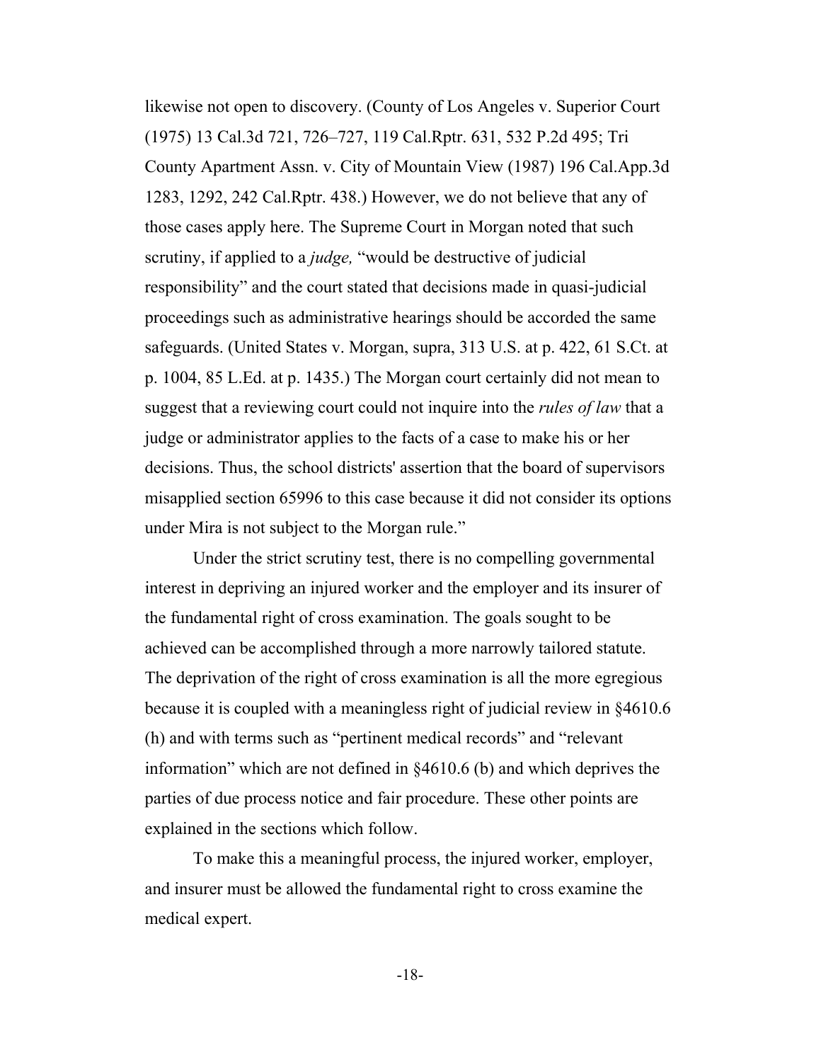likewise not open to discovery. (County of Los Angeles v. Superior Court (1975) 13 Cal.3d 721, 726–727, 119 Cal.Rptr. 631, 532 P.2d 495; Tri County Apartment Assn. v. City of Mountain View (1987) 196 Cal.App.3d 1283, 1292, 242 Cal.Rptr. 438.) However, we do not believe that any of those cases apply here. The Supreme Court in Morgan noted that such scrutiny, if applied to a *judge,* "would be destructive of judicial responsibility" and the court stated that decisions made in quasi-judicial proceedings such as administrative hearings should be accorded the same safeguards. (United States v. Morgan, supra, 313 U.S. at p. 422, 61 S.Ct. at p. 1004, 85 L.Ed. at p. 1435.) The Morgan court certainly did not mean to suggest that a reviewing court could not inquire into the *rules of law* that a judge or administrator applies to the facts of a case to make his or her decisions. Thus, the school districts' assertion that the board of supervisors misapplied section 65996 to this case because it did not consider its options under Mira is not subject to the Morgan rule."

Under the strict scrutiny test, there is no compelling governmental interest in depriving an injured worker and the employer and its insurer of the fundamental right of cross examination. The goals sought to be achieved can be accomplished through a more narrowly tailored statute. The deprivation of the right of cross examination is all the more egregious because it is coupled with a meaningless right of judicial review in §4610.6 (h) and with terms such as "pertinent medical records" and "relevant information" which are not defined in §4610.6 (b) and which deprives the parties of due process notice and fair procedure. These other points are explained in the sections which follow.

To make this a meaningful process, the injured worker, employer, and insurer must be allowed the fundamental right to cross examine the medical expert.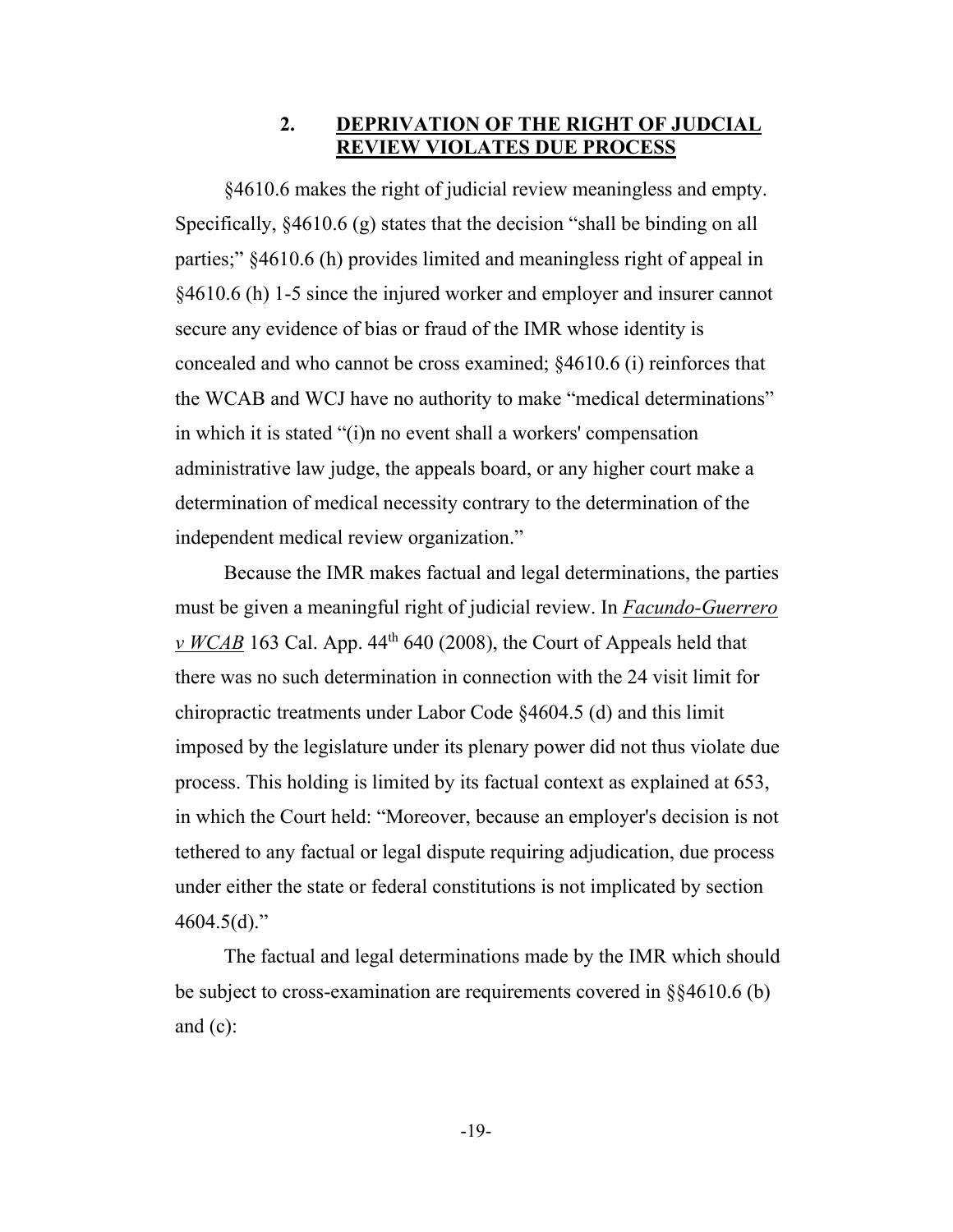## 2. **DEPRIVATION OF THE RIGHT OF JUDCIAL REVIEW VIOLATES DUE PROCESS**

§4610.6 makes the right of judicial review meaningless and empty. Specifically, §4610.6 (g) states that the decision "shall be binding on all parties;" §4610.6 (h) provides limited and meaningless right of appeal in §4610.6 (h) 1-5 since the injured worker and employer and insurer cannot secure any evidence of bias or fraud of the IMR whose identity is concealed and who cannot be cross examined; §4610.6 (i) reinforces that the WCAB and WCJ have no authority to make "medical determinations" in which it is stated "(i)n no event shall a workers' compensation administrative law judge, the appeals board, or any higher court make a determination of medical necessity contrary to the determination of the independent medical review organization."

Because the IMR makes factual and legal determinations, the parties must be given a meaningful right of judicial review. In ***Facundo-Guerrero v WCAB*** 163 Cal. App. 44th 640 (2008), the Court of Appeals held that there was no such determination in connection with the 24 visit limit for chiropractic treatments under Labor Code §4604.5 (d) and this limit imposed by the legislature under its plenary power did not thus violate due process. This holding is limited by its factual context as explained at 653, in which the Court held: "Moreover, because an employer's decision is not tethered to any factual or legal dispute requiring adjudication, due process under either the state or federal constitutions is not implicated by section 4604.5(d)."

The factual and legal determinations made by the IMR which should be subject to cross-examination are requirements covered in §§4610.6 (b) and (c):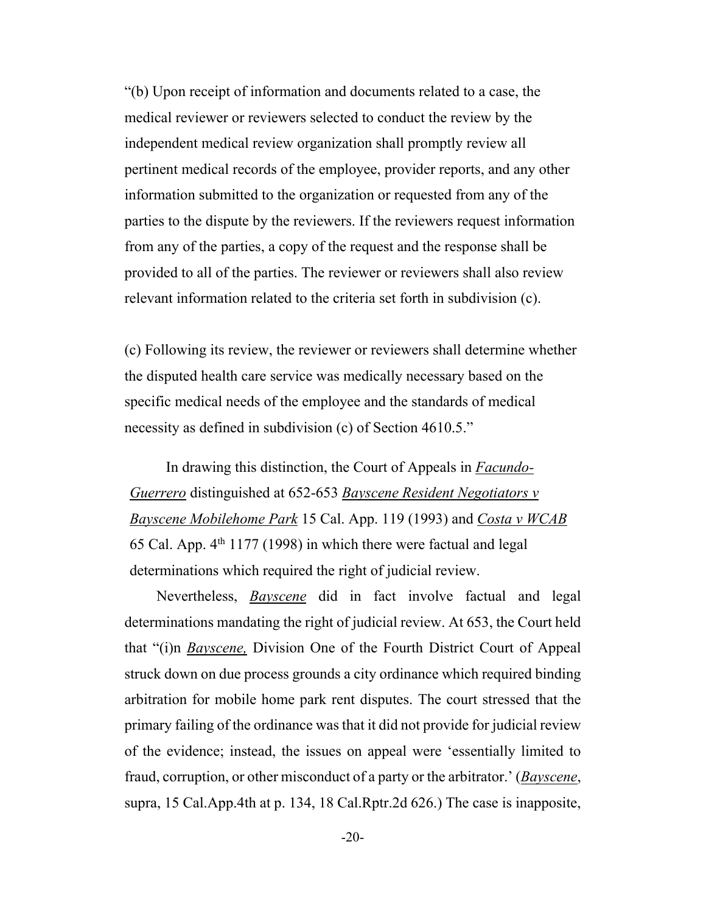"(b) Upon receipt of information and documents related to a case, the medical reviewer or reviewers selected to conduct the review by the independent medical review organization shall promptly review all pertinent medical records of the employee, provider reports, and any other information submitted to the organization or requested from any of the parties to the dispute by the reviewers. If the reviewers request information from any of the parties, a copy of the request and the response shall be provided to all of the parties. The reviewer or reviewers shall also review relevant information related to the criteria set forth in subdivision (c).

(c) Following its review, the reviewer or reviewers shall determine whether the disputed health care service was medically necessary based on the specific medical needs of the employee and the standards of medical necessity as defined in subdivision (c) of Section 4610.5."

In drawing this distinction, the Court of Appeals in _Facundo-Guerrero_ distinguished at 652-653 _Bayscene Resident Negotiators v Bayscene Mobilehome Park_ 15 Cal. App. 119 (1993) and _Costa v WCAB_ 65 Cal. App. 4th 1177 (1998) in which there were factual and legal determinations which required the right of judicial review.

Nevertheless, _Bayscene_ did in fact involve factual and legal determinations mandating the right of judicial review. At 653, the Court held that "(i)n _Bayscene,_ Division One of the Fourth District Court of Appeal struck down on due process grounds a city ordinance which required binding arbitration for mobile home park rent disputes. The court stressed that the primary failing of the ordinance was that it did not provide for judicial review of the evidence; instead, the issues on appeal were 'essentially limited to fraud, corruption, or other misconduct of a party or the arbitrator.' (_Bayscene_, supra, 15 Cal.App.4th at p. 134, 18 Cal.Rptr.2d 626.) The case is inapposite,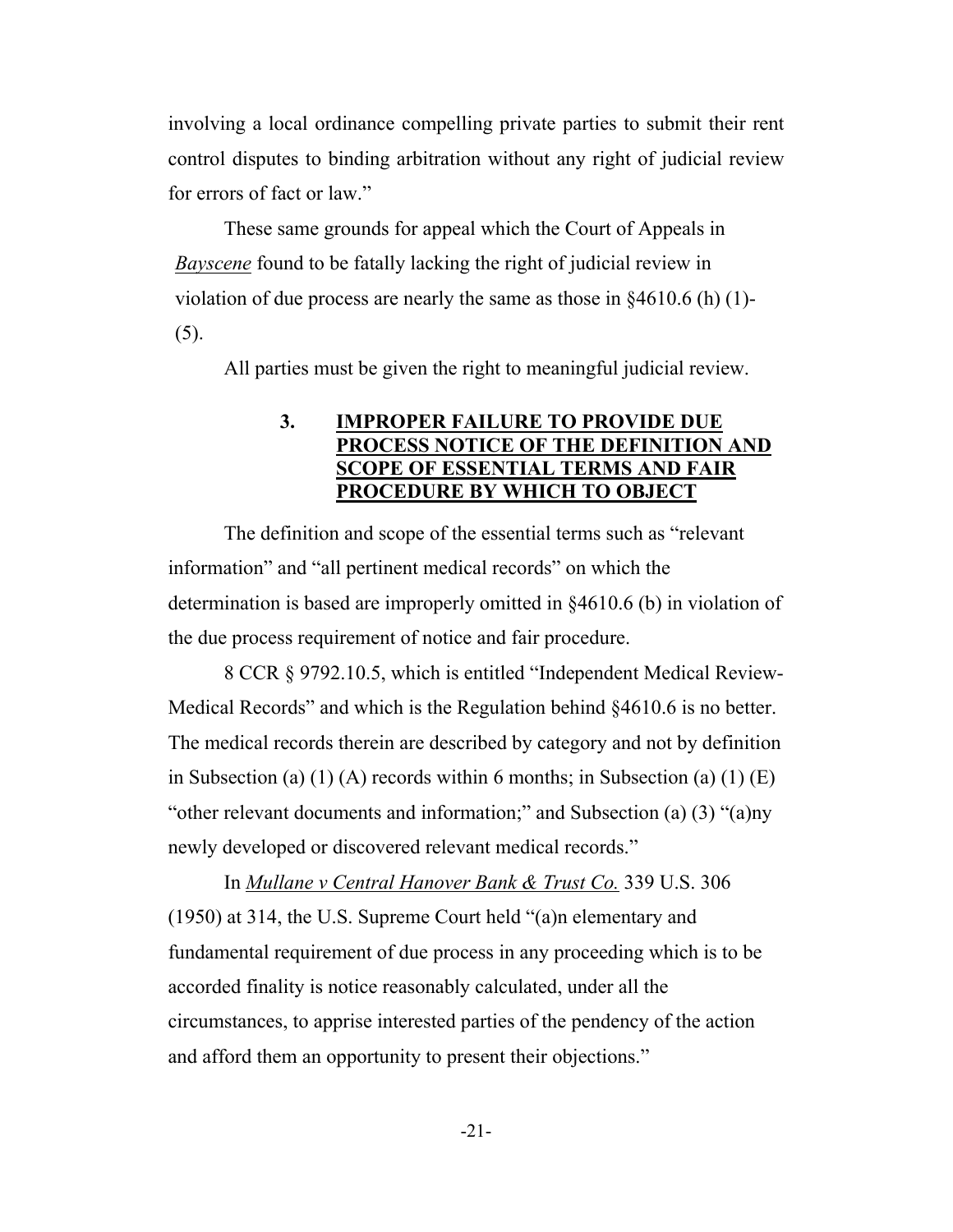involving a local ordinance compelling private parties to submit their rent control disputes to binding arbitration without any right of judicial review for errors of fact or law."

These same grounds for appeal which the Court of Appeals in *Bayscene* found to be fatally lacking the right of judicial review in violation of due process are nearly the same as those in §4610.6 (h) (1)-(5).

All parties must be given the right to meaningful judicial review.

### 3. IMPROPER FAILURE TO PROVIDE DUE PROCESS NOTICE OF THE DEFINITION AND SCOPE OF ESSENTIAL TERMS AND FAIR PROCEDURE BY WHICH TO OBJECT

The definition and scope of the essential terms such as "relevant information" and "all pertinent medical records" on which the determination is based are improperly omitted in §4610.6 (b) in violation of the due process requirement of notice and fair procedure.

8 CCR § 9792.10.5, which is entitled "Independent Medical Review-Medical Records" and which is the Regulation behind §4610.6 is no better. The medical records therein are described by category and not by definition in Subsection (a) (1) (A) records within 6 months; in Subsection (a) (1) (E) "other relevant documents and information;" and Subsection (a) (3) "(a)ny newly developed or discovered relevant medical records."

In *Mullane v Central Hanover Bank & Trust Co.* 339 U.S. 306 (1950) at 314, the U.S. Supreme Court held "(a)n elementary and fundamental requirement of due process in any proceeding which is to be accorded finality is notice reasonably calculated, under all the circumstances, to apprise interested parties of the pendency of the action and afford them an opportunity to present their objections."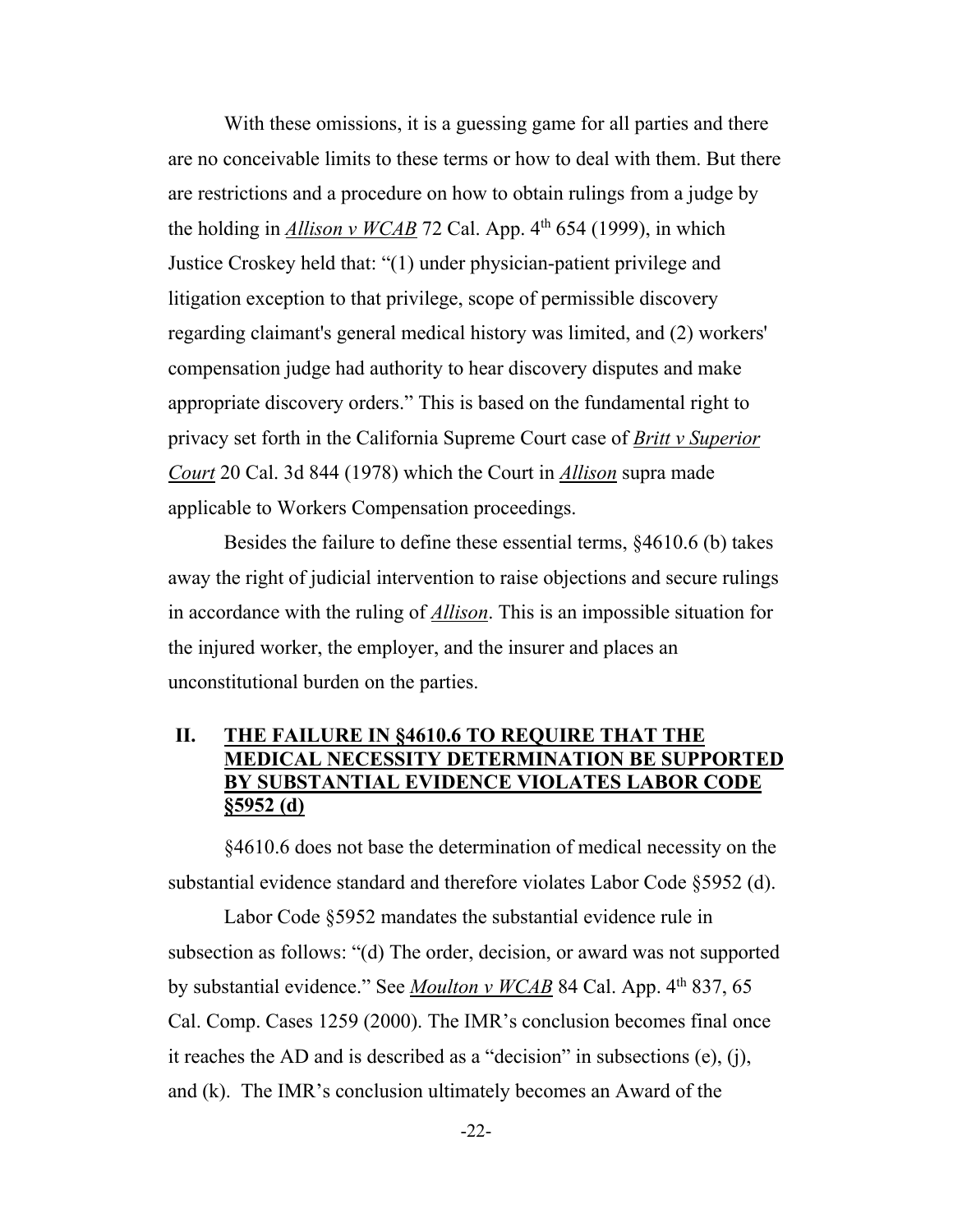With these omissions, it is a guessing game for all parties and there are no conceivable limits to these terms or how to deal with them. But there are restrictions and a procedure on how to obtain rulings from a judge by the holding in ***Allison v WCAB*** 72 Cal. App. 4th 654 (1999), in which Justice Croskey held that: "(1) under physician-patient privilege and litigation exception to that privilege, scope of permissible discovery regarding claimant's general medical history was limited, and (2) workers' compensation judge had authority to hear discovery disputes and make appropriate discovery orders." This is based on the fundamental right to privacy set forth in the California Supreme Court case of *Britt v Superior Court* 20 Cal. 3d 844 (1978) which the Court in *Allison* supra made applicable to Workers Compensation proceedings.

Besides the failure to define these essential terms, §4610.6 (b) takes away the right of judicial intervention to raise objections and secure rulings in accordance with the ruling of *Allison*. This is an impossible situation for the injured worker, the employer, and the insurer and places an unconstitutional burden on the parties.

## II. THE FAILURE IN §4610.6 TO REQUIRE THAT THE MEDICAL NECESSITY DETERMINATION BE SUPPORTED BY SUBSTANTIAL EVIDENCE VIOLATES LABOR CODE §5952 (d)

§4610.6 does not base the determination of medical necessity on the substantial evidence standard and therefore violates Labor Code §5952 (d).

Labor Code §5952 mandates the substantial evidence rule in subsection as follows: "(d) The order, decision, or award was not supported by substantial evidence." See *Moulton v WCAB* 84 Cal. App. 4th 837, 65 Cal. Comp. Cases 1259 (2000). The IMR's conclusion becomes final once it reaches the AD and is described as a "decision" in subsections (e), (j), and (k). The IMR's conclusion ultimately becomes an Award of the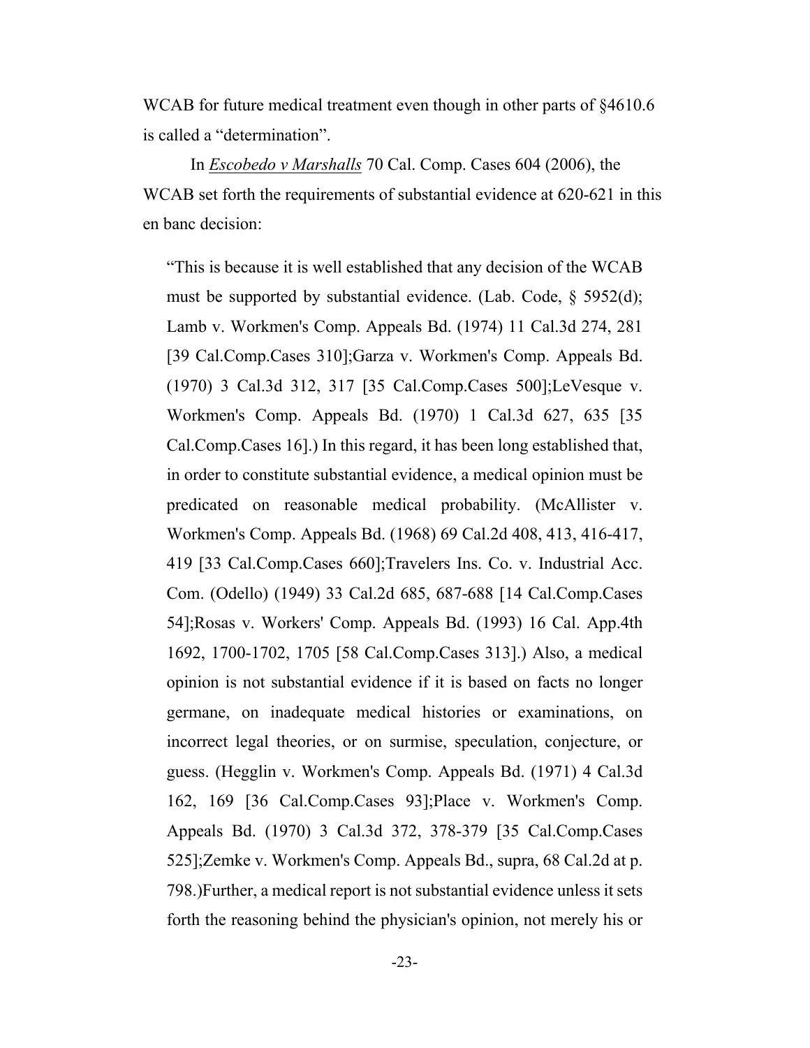WCAB for future medical treatment even though in other parts of §4610.6 is called a "determination".

In *__Escobedo v Marshalls__* 70 Cal. Comp. Cases 604 (2006), the WCAB set forth the requirements of substantial evidence at 620-621 in this en banc decision:

> "This is because it is well established that any decision of the WCAB must be supported by substantial evidence. (Lab. Code, § 5952(d); Lamb v. Workmen's Comp. Appeals Bd. (1974) 11 Cal.3d 274, 281 [39 Cal.Comp.Cases 310];Garza v. Workmen's Comp. Appeals Bd. (1970) 3 Cal.3d 312, 317 [35 Cal.Comp.Cases 500];LeVesque v. Workmen's Comp. Appeals Bd. (1970) 1 Cal.3d 627, 635 [35 Cal.Comp.Cases 16].) In this regard, it has been long established that, in order to constitute substantial evidence, a medical opinion must be predicated on reasonable medical probability. (McAllister v. Workmen's Comp. Appeals Bd. (1968) 69 Cal.2d 408, 413, 416-417, 419 [33 Cal.Comp.Cases 660];Travelers Ins. Co. v. Industrial Acc. Com. (Odello) (1949) 33 Cal.2d 685, 687-688 [14 Cal.Comp.Cases 54];Rosas v. Workers' Comp. Appeals Bd. (1993) 16 Cal. App.4th 1692, 1700-1702, 1705 [58 Cal.Comp.Cases 313].) Also, a medical opinion is not substantial evidence if it is based on facts no longer germane, on inadequate medical histories or examinations, on incorrect legal theories, or on surmise, speculation, conjecture, or guess. (Hegglin v. Workmen's Comp. Appeals Bd. (1971) 4 Cal.3d 162, 169 [36 Cal.Comp.Cases 93];Place v. Workmen's Comp. Appeals Bd. (1970) 3 Cal.3d 372, 378-379 [35 Cal.Comp.Cases 525];Zemke v. Workmen's Comp. Appeals Bd., supra, 68 Cal.2d at p. 798.)Further, a medical report is not substantial evidence unless it sets forth the reasoning behind the physician's opinion, not merely his or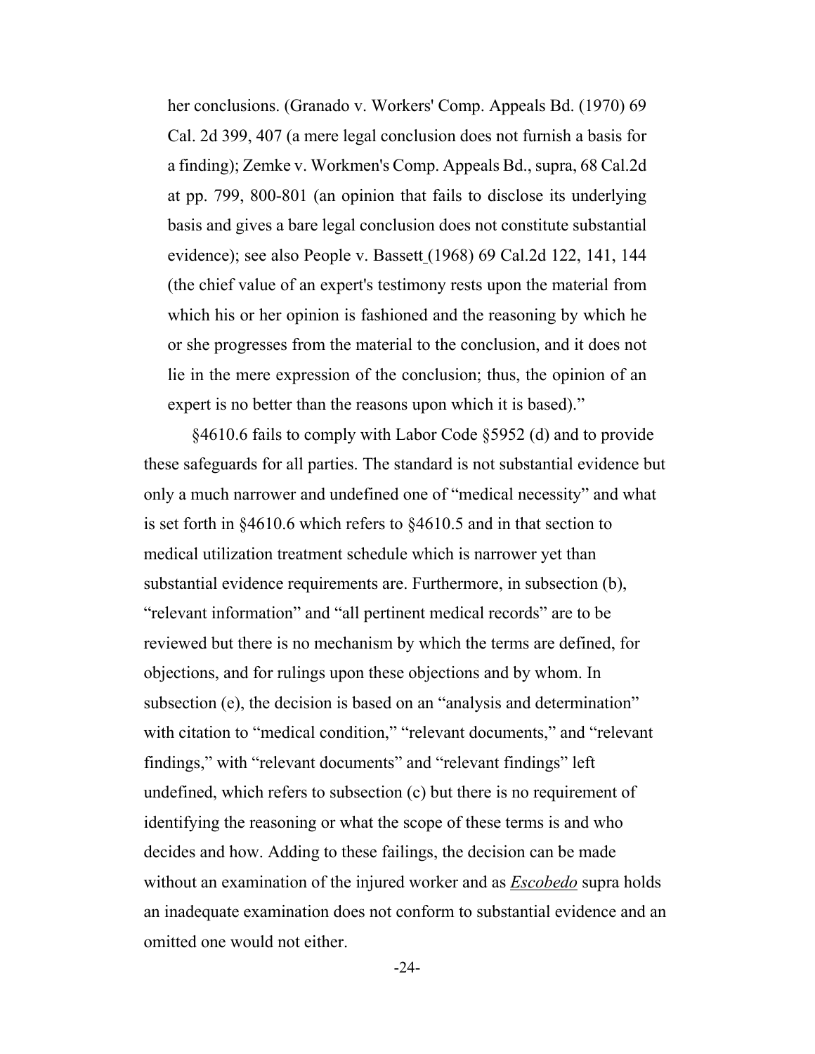her conclusions. (Granado v. Workers' Comp. Appeals Bd. (1970) 69 Cal. 2d 399, 407 (a mere legal conclusion does not furnish a basis for a finding); Zemke v. Workmen's Comp. Appeals Bd., supra, 68 Cal.2d at pp. 799, 800-801 (an opinion that fails to disclose its underlying basis and gives a bare legal conclusion does not constitute substantial evidence); see also People v. Bassett (1968) 69 Cal.2d 122, 141, 144 (the chief value of an expert's testimony rests upon the material from which his or her opinion is fashioned and the reasoning by which he or she progresses from the material to the conclusion, and it does not lie in the mere expression of the conclusion; thus, the opinion of an expert is no better than the reasons upon which it is based)."

§4610.6 fails to comply with Labor Code §5952 (d) and to provide these safeguards for all parties. The standard is not substantial evidence but only a much narrower and undefined one of "medical necessity" and what is set forth in §4610.6 which refers to §4610.5 and in that section to medical utilization treatment schedule which is narrower yet than substantial evidence requirements are. Furthermore, in subsection (b), "relevant information" and "all pertinent medical records" are to be reviewed but there is no mechanism by which the terms are defined, for objections, and for rulings upon these objections and by whom. In subsection (e), the decision is based on an "analysis and determination" with citation to "medical condition," "relevant documents," and "relevant findings," with "relevant documents" and "relevant findings" left undefined, which refers to subsection (c) but there is no requirement of identifying the reasoning or what the scope of these terms is and who decides and how. Adding to these failings, the decision can be made without an examination of the injured worker and as *Escobedo* supra holds an inadequate examination does not conform to substantial evidence and an omitted one would not either.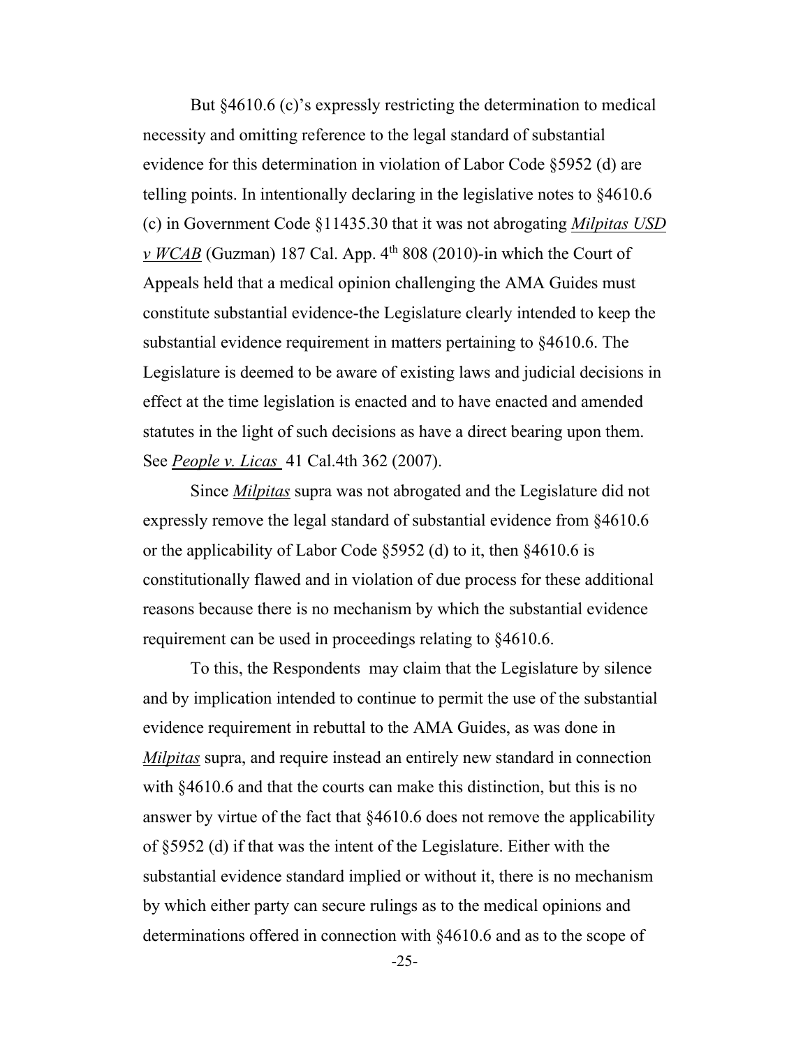But §4610.6 (c)'s expressly restricting the determination to medical necessity and omitting reference to the legal standard of substantial evidence for this determination in violation of Labor Code §5952 (d) are telling points. In intentionally declaring in the legislative notes to §4610.6 (c) in Government Code §11435.30 that it was not abrogating *Milpitas USD v WCAB* (Guzman) 187 Cal. App. 4th 808 (2010)-in which the Court of Appeals held that a medical opinion challenging the AMA Guides must constitute substantial evidence-the Legislature clearly intended to keep the substantial evidence requirement in matters pertaining to §4610.6. The Legislature is deemed to be aware of existing laws and judicial decisions in effect at the time legislation is enacted and to have enacted and amended statutes in the light of such decisions as have a direct bearing upon them. See *People v. Licas* 41 Cal.4th 362 (2007).

Since *Milpitas* supra was not abrogated and the Legislature did not expressly remove the legal standard of substantial evidence from §4610.6 or the applicability of Labor Code §5952 (d) to it, then §4610.6 is constitutionally flawed and in violation of due process for these additional reasons because there is no mechanism by which the substantial evidence requirement can be used in proceedings relating to §4610.6.

To this, the Respondents may claim that the Legislature by silence and by implication intended to continue to permit the use of the substantial evidence requirement in rebuttal to the AMA Guides, as was done in *Milpitas* supra, and require instead an entirely new standard in connection with §4610.6 and that the courts can make this distinction, but this is no answer by virtue of the fact that §4610.6 does not remove the applicability of §5952 (d) if that was the intent of the Legislature. Either with the substantial evidence standard implied or without it, there is no mechanism by which either party can secure rulings as to the medical opinions and determinations offered in connection with §4610.6 and as to the scope of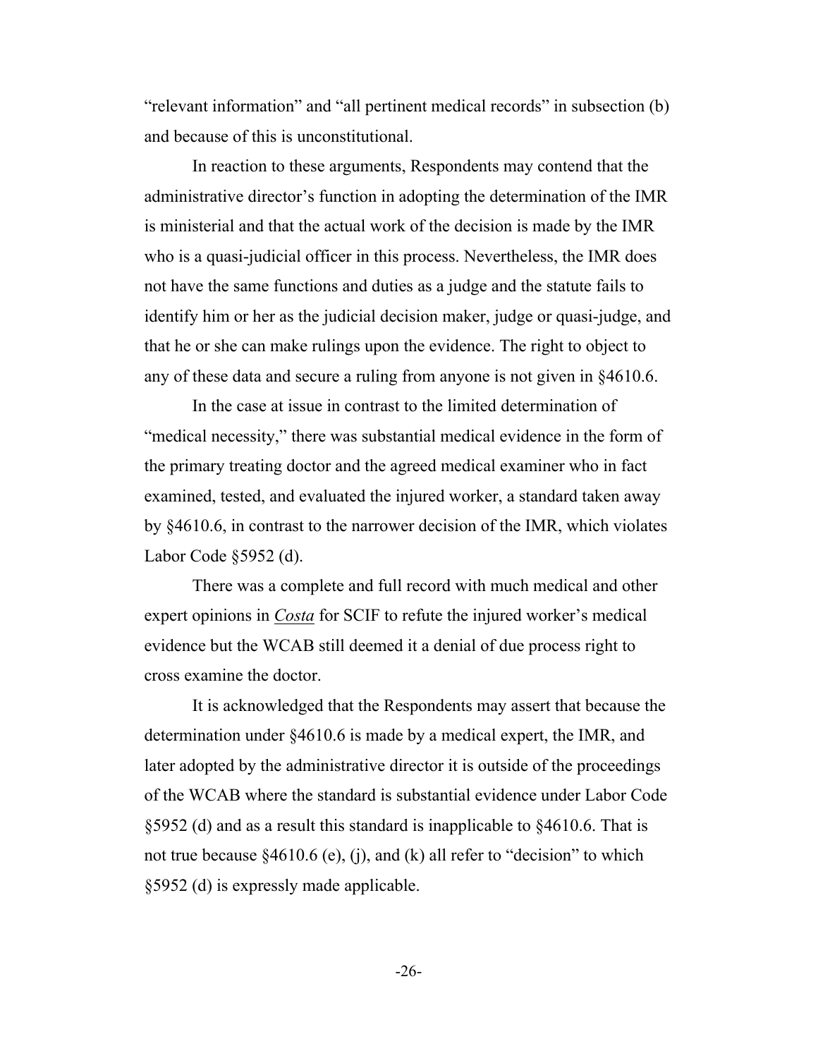"relevant information" and "all pertinent medical records" in subsection (b) and because of this is unconstitutional.

In reaction to these arguments, Respondents may contend that the administrative director's function in adopting the determination of the IMR is ministerial and that the actual work of the decision is made by the IMR who is a quasi-judicial officer in this process. Nevertheless, the IMR does not have the same functions and duties as a judge and the statute fails to identify him or her as the judicial decision maker, judge or quasi-judge, and that he or she can make rulings upon the evidence. The right to object to any of these data and secure a ruling from anyone is not given in §4610.6.

In the case at issue in contrast to the limited determination of "medical necessity," there was substantial medical evidence in the form of the primary treating doctor and the agreed medical examiner who in fact examined, tested, and evaluated the injured worker, a standard taken away by §4610.6, in contrast to the narrower decision of the IMR, which violates Labor Code §5952 (d).

There was a complete and full record with much medical and other expert opinions in *Costa* for SCIF to refute the injured worker's medical evidence but the WCAB still deemed it a denial of due process right to cross examine the doctor.

It is acknowledged that the Respondents may assert that because the determination under §4610.6 is made by a medical expert, the IMR, and later adopted by the administrative director it is outside of the proceedings of the WCAB where the standard is substantial evidence under Labor Code §5952 (d) and as a result this standard is inapplicable to §4610.6. That is not true because §4610.6 (e), (j), and (k) all refer to "decision" to which §5952 (d) is expressly made applicable.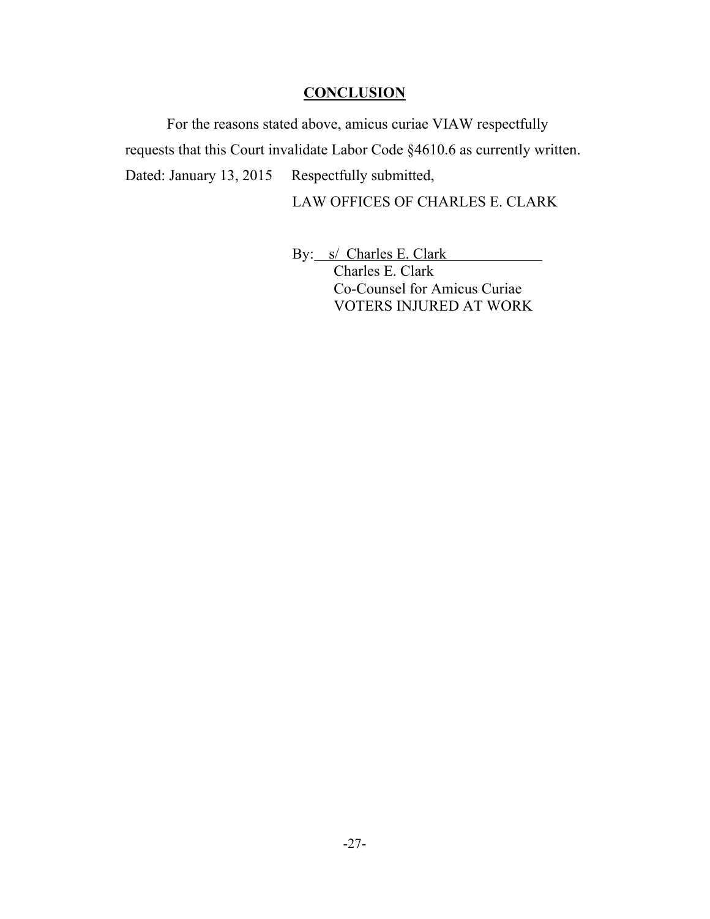## CONCLUSION

For the reasons stated above, amicus curiae VIAW respectfully requests that this Court invalidate Labor Code §4610.6 as currently written.

Dated: January 13, 2015     Respectfully submitted,

LAW OFFICES OF CHARLES E. CLARK

By: s/ Charles E. Clark
Charles E. Clark
Co-Counsel for Amicus Curiae
VOTERS INJURED AT WORK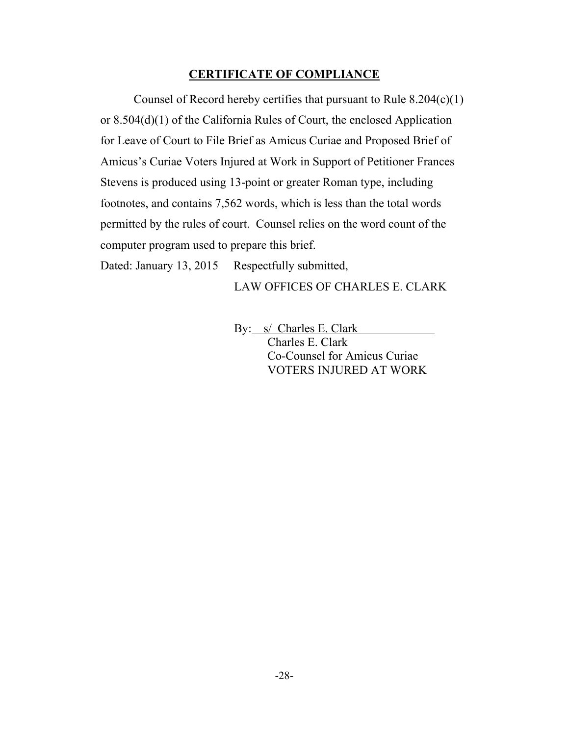## CERTIFICATE OF COMPLIANCE

Counsel of Record hereby certifies that pursuant to Rule 8.204(c)(1) or 8.504(d)(1) of the California Rules of Court, the enclosed Application for Leave of Court to File Brief as Amicus Curiae and Proposed Brief of Amicus's Curiae Voters Injured at Work in Support of Petitioner Frances Stevens is produced using 13-point or greater Roman type, including footnotes, and contains 7,562 words, which is less than the total words permitted by the rules of court. Counsel relies on the word count of the computer program used to prepare this brief.

Dated: January 13, 2015     Respectfully submitted,

LAW OFFICES OF CHARLES E. CLARK

By: s/ Charles E. Clark
Charles E. Clark
Co-Counsel for Amicus Curiae
VOTERS INJURED AT WORK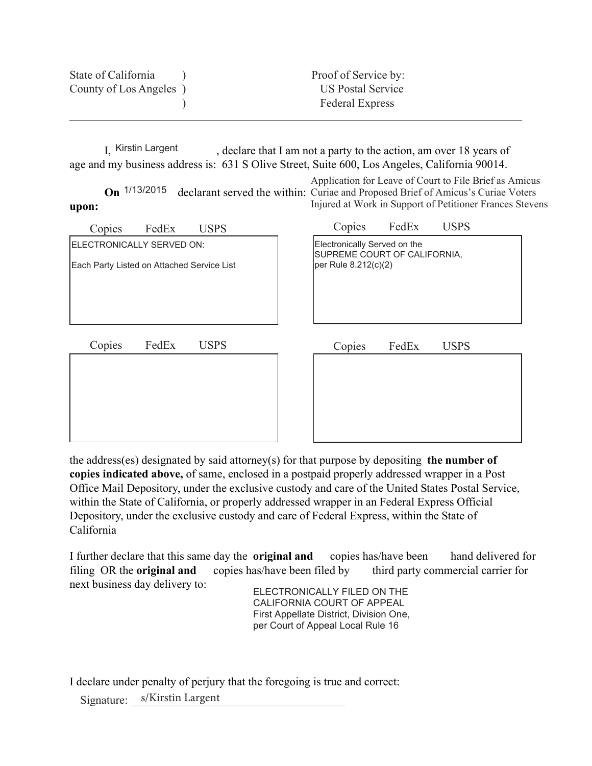State of California )
County of Los Angeles )
)

Proof of Service by:
US Postal Service
Federal Express

---

I, Kirstin Largent , declare that I am not a party to the action, am over 18 years of age and my business address is: 631 S Olive Street, Suite 600, Los Angeles, California 90014.

**On** 1/13/2015 declarant served the within: Application for Leave of Court to File Brief as Amicus Curiae and Proposed Brief of Amicus's Curiae Voters Injured at Work in Support of Petitioner Frances Stevens **upon:**

| Copies FedEx USPS | Copies FedEx USPS |
| --- | --- |
| ELECTRONICALLY SERVED ON:<br><br>Each Party Listed on Attached Service List | Electronically Served on the SUPREME COURT OF CALIFORNIA, per Rule 8.212(c)(2) |

| Copies FedEx USPS | Copies FedEx USPS |
| --- | --- |
| | |

the address(es) designated by said attorney(s) for that purpose by depositing **the number of copies indicated above,** of same, enclosed in a postpaid properly addressed wrapper in a Post Office Mail Depository, under the exclusive custody and care of the United States Postal Service, within the State of California, or properly addressed wrapper in an Federal Express Official Depository, under the exclusive custody and care of Federal Express, within the State of California

I further declare that this same day the **original and** copies has/have been hand delivered for filing OR the **original and** copies has/have been filed by third party commercial carrier for next business day delivery to:

ELECTRONICALLY FILED ON THE
CALIFORNIA COURT OF APPEAL
First Appellate District, Division One,
per Court of Appeal Local Rule 16

I declare under penalty of perjury that the foregoing is true and correct:

Signature: s/Kirstin Largent